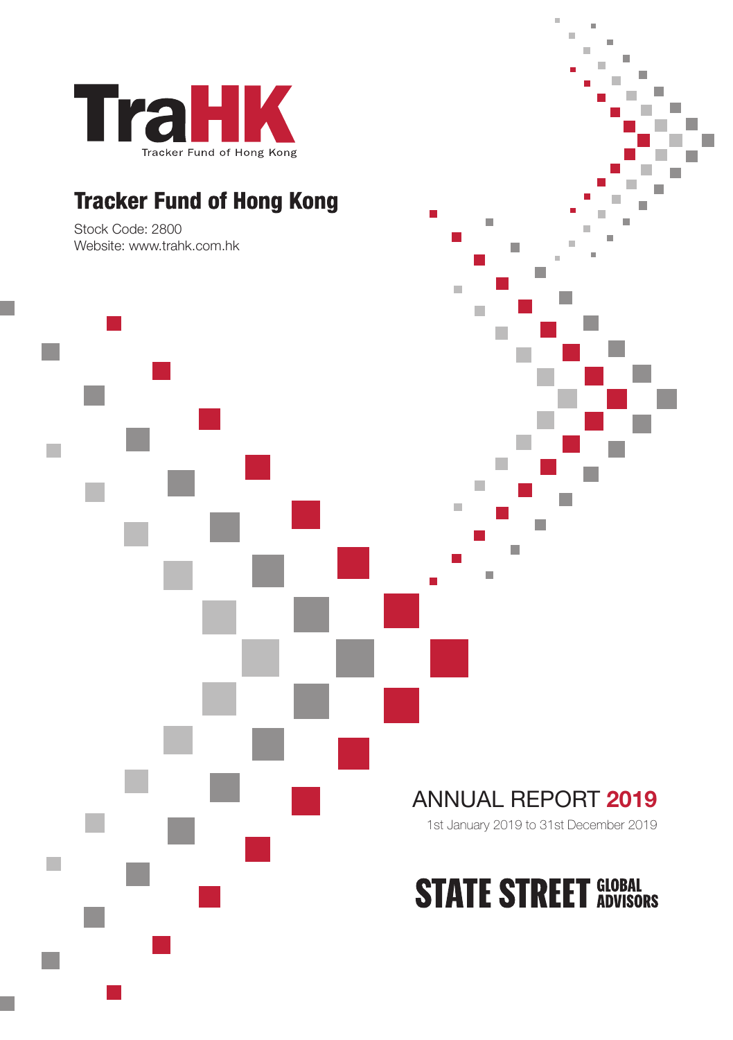TraHK

Tracker Fund of Hong Kong

# Tracker Fund of Hong Kong

Stock Code: 2800
Website: www.trahk.com.hk

## ANNUAL REPORT 2019

1st January 2019 to 31st December 2019

STATE STREET GLOBAL ADVISORS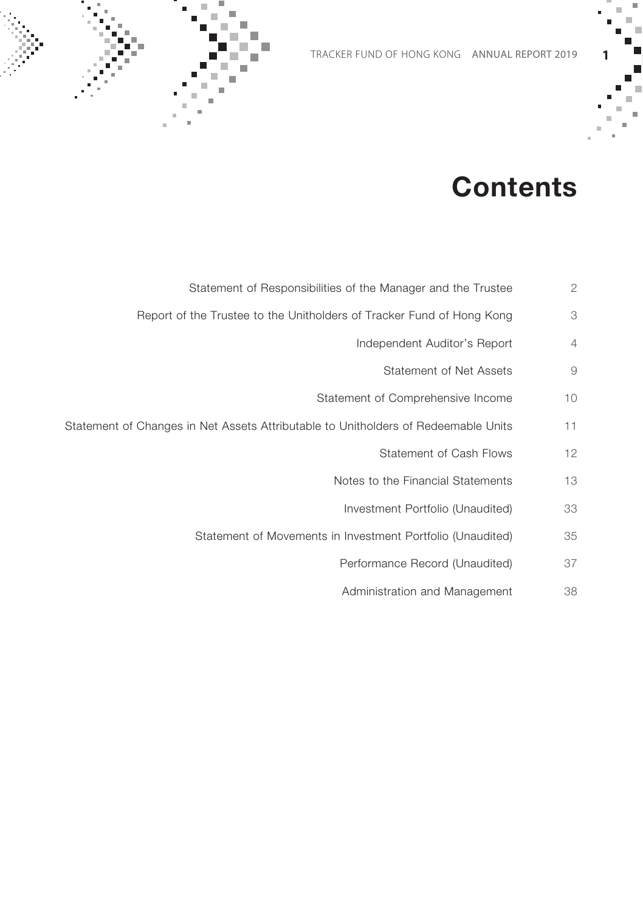# Contents

| | |
|---|---|
| Statement of Responsibilities of the Manager and the Trustee | 2 |
| Report of the Trustee to the Unitholders of Tracker Fund of Hong Kong | 3 |
| Independent Auditor's Report | 4 |
| Statement of Net Assets | 9 |
| Statement of Comprehensive Income | 10 |
| Statement of Changes in Net Assets Attributable to Unitholders of Redeemable Units | 11 |
| Statement of Cash Flows | 12 |
| Notes to the Financial Statements | 13 |
| Investment Portfolio (Unaudited) | 33 |
| Statement of Movements in Investment Portfolio (Unaudited) | 35 |
| Performance Record (Unaudited) | 37 |
| Administration and Management | 38 |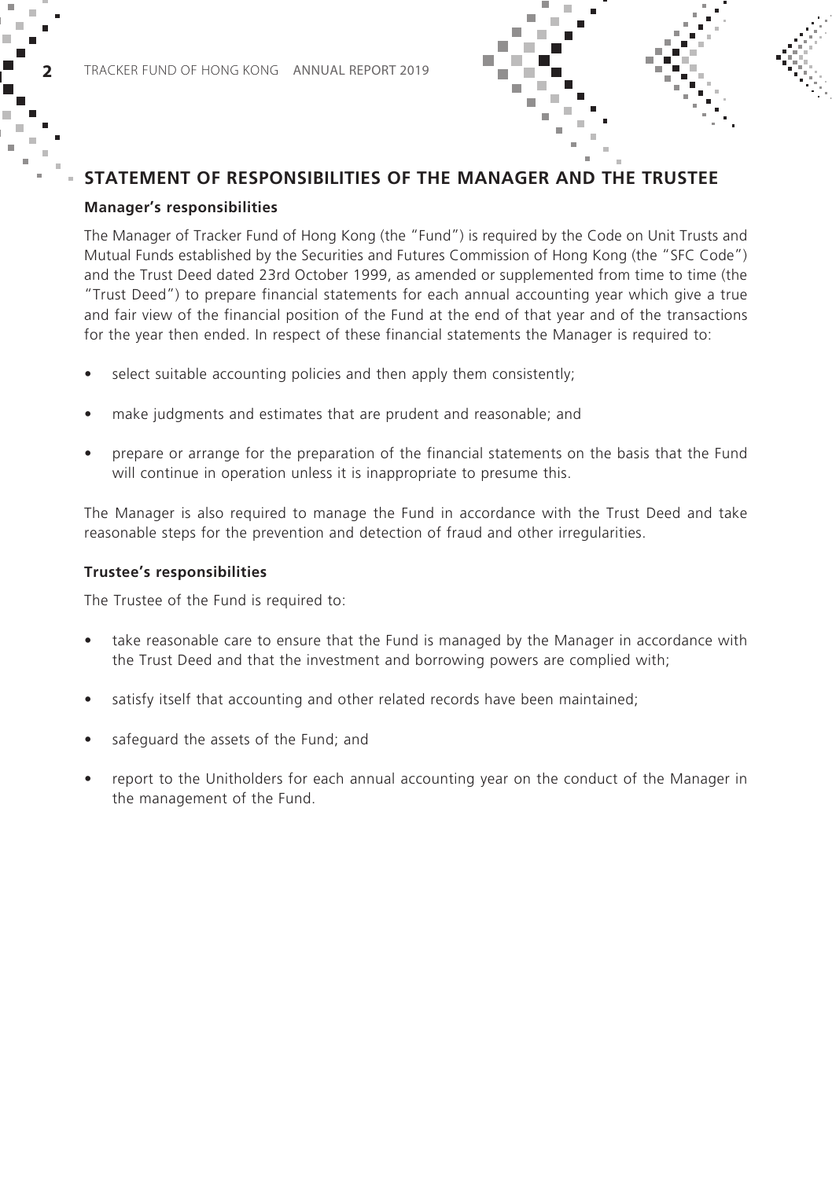## STATEMENT OF RESPONSIBILITIES OF THE MANAGER AND THE TRUSTEE

### Manager's responsibilities

The Manager of Tracker Fund of Hong Kong (the "Fund") is required by the Code on Unit Trusts and Mutual Funds established by the Securities and Futures Commission of Hong Kong (the "SFC Code") and the Trust Deed dated 23rd October 1999, as amended or supplemented from time to time (the "Trust Deed") to prepare financial statements for each annual accounting year which give a true and fair view of the financial position of the Fund at the end of that year and of the transactions for the year then ended. In respect of these financial statements the Manager is required to:

- select suitable accounting policies and then apply them consistently;
- make judgments and estimates that are prudent and reasonable; and
- prepare or arrange for the preparation of the financial statements on the basis that the Fund will continue in operation unless it is inappropriate to presume this.

The Manager is also required to manage the Fund in accordance with the Trust Deed and take reasonable steps for the prevention and detection of fraud and other irregularities.

### Trustee's responsibilities

The Trustee of the Fund is required to:

- take reasonable care to ensure that the Fund is managed by the Manager in accordance with the Trust Deed and that the investment and borrowing powers are complied with;
- satisfy itself that accounting and other related records have been maintained;
- safeguard the assets of the Fund; and
- report to the Unitholders for each annual accounting year on the conduct of the Manager in the management of the Fund.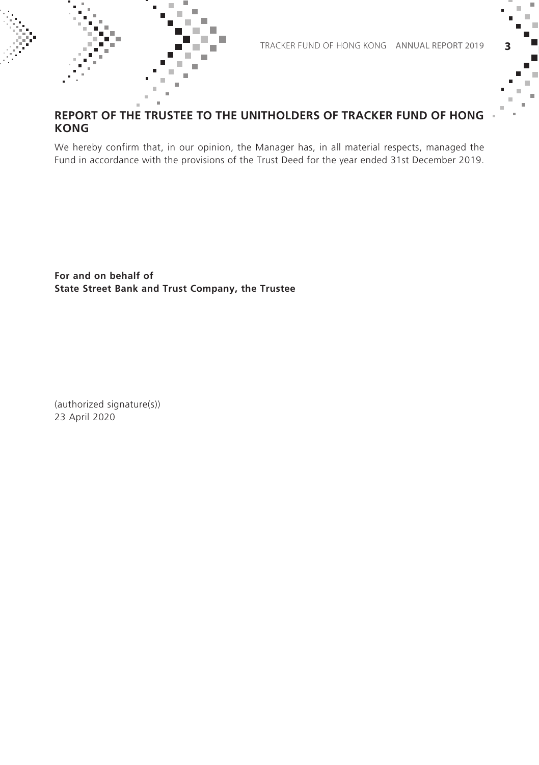## REPORT OF THE TRUSTEE TO THE UNITHOLDERS OF TRACKER FUND OF HONG KONG

We hereby confirm that, in our opinion, the Manager has, in all material respects, managed the Fund in accordance with the provisions of the Trust Deed for the year ended 31st December 2019.

**For and on behalf of**
**State Street Bank and Trust Company, the Trustee**

(authorized signature(s))
23 April 2020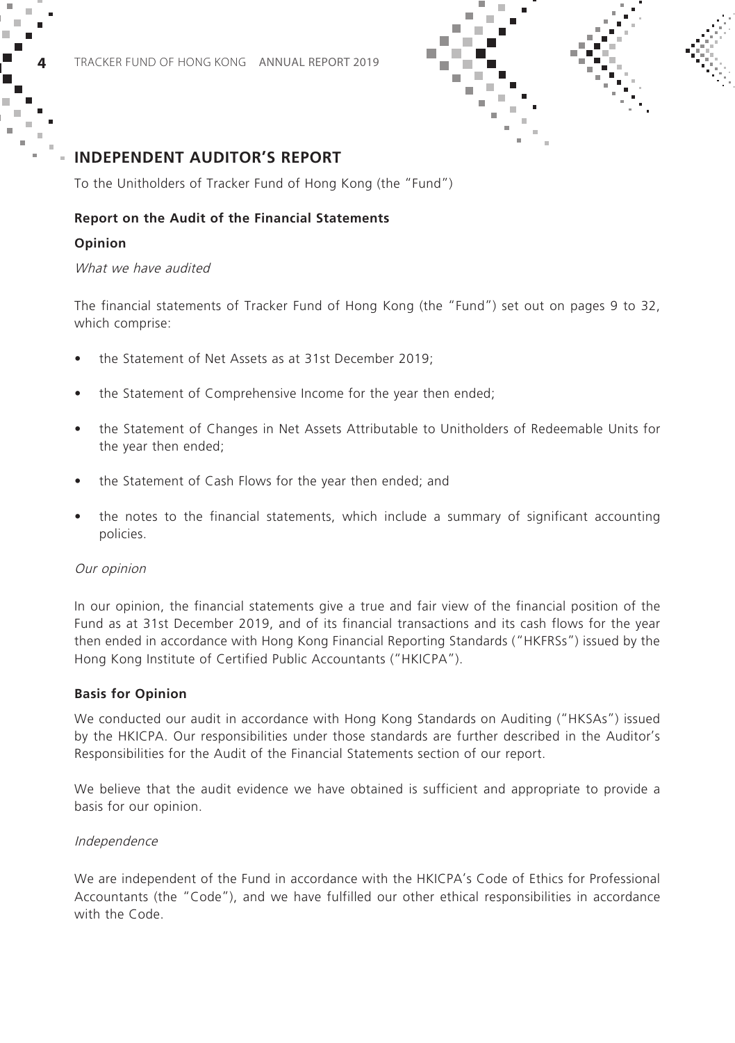## INDEPENDENT AUDITOR'S REPORT

To the Unitholders of Tracker Fund of Hong Kong (the "Fund")

**Report on the Audit of the Financial Statements**

**Opinion**

*What we have audited*

The financial statements of Tracker Fund of Hong Kong (the "Fund") set out on pages 9 to 32, which comprise:

- the Statement of Net Assets as at 31st December 2019;
- the Statement of Comprehensive Income for the year then ended;
- the Statement of Changes in Net Assets Attributable to Unitholders of Redeemable Units for the year then ended;
- the Statement of Cash Flows for the year then ended; and
- the notes to the financial statements, which include a summary of significant accounting policies.

*Our opinion*

In our opinion, the financial statements give a true and fair view of the financial position of the Fund as at 31st December 2019, and of its financial transactions and its cash flows for the year then ended in accordance with Hong Kong Financial Reporting Standards ("HKFRSs") issued by the Hong Kong Institute of Certified Public Accountants ("HKICPA").

**Basis for Opinion**

We conducted our audit in accordance with Hong Kong Standards on Auditing ("HKSAs") issued by the HKICPA. Our responsibilities under those standards are further described in the Auditor's Responsibilities for the Audit of the Financial Statements section of our report.

We believe that the audit evidence we have obtained is sufficient and appropriate to provide a basis for our opinion.

*Independence*

We are independent of the Fund in accordance with the HKICPA's Code of Ethics for Professional Accountants (the "Code"), and we have fulfilled our other ethical responsibilities in accordance with the Code.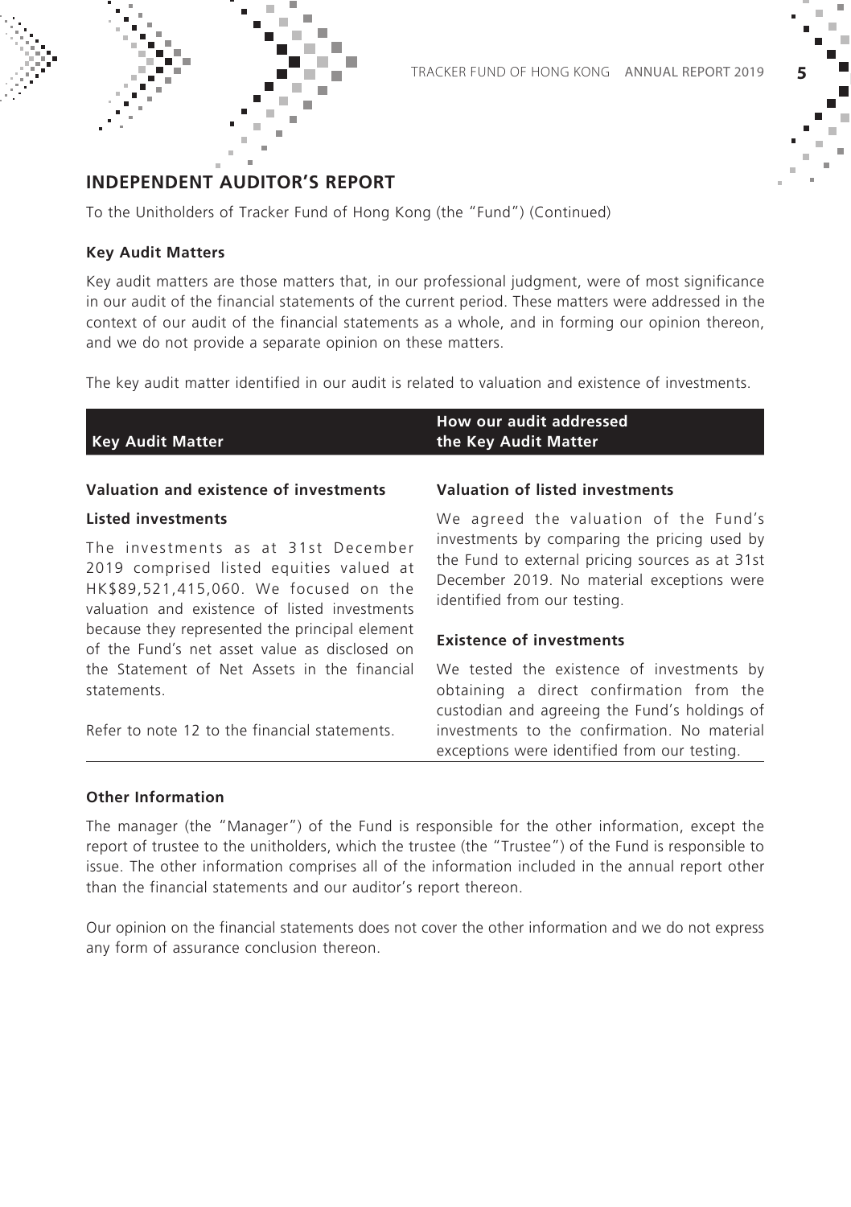## INDEPENDENT AUDITOR'S REPORT

To the Unitholders of Tracker Fund of Hong Kong (the "Fund") (Continued)

### Key Audit Matters

Key audit matters are those matters that, in our professional judgment, were of most significance in our audit of the financial statements of the current period. These matters were addressed in the context of our audit of the financial statements as a whole, and in forming our opinion thereon, and we do not provide a separate opinion on these matters.

The key audit matter identified in our audit is related to valuation and existence of investments.

| Key Audit Matter | How our audit addressed the Key Audit Matter |
|---|---|
| **Valuation and existence of investments**<br><br>**Listed investments**<br><br>The investments as at 31st December 2019 comprised listed equities valued at HK$89,521,415,060. We focused on the valuation and existence of listed investments because they represented the principal element of the Fund's net asset value as disclosed on the Statement of Net Assets in the financial statements.<br><br>Refer to note 12 to the financial statements. | **Valuation of listed investments**<br><br>We agreed the valuation of the Fund's investments by comparing the pricing used by the Fund to external pricing sources as at 31st December 2019. No material exceptions were identified from our testing.<br><br>**Existence of investments**<br><br>We tested the existence of investments by obtaining a direct confirmation from the custodian and agreeing the Fund's holdings of investments to the confirmation. No material exceptions were identified from our testing. |

### Other Information

The manager (the "Manager") of the Fund is responsible for the other information, except the report of trustee to the unitholders, which the trustee (the "Trustee") of the Fund is responsible to issue. The other information comprises all of the information included in the annual report other than the financial statements and our auditor's report thereon.

Our opinion on the financial statements does not cover the other information and we do not express any form of assurance conclusion thereon.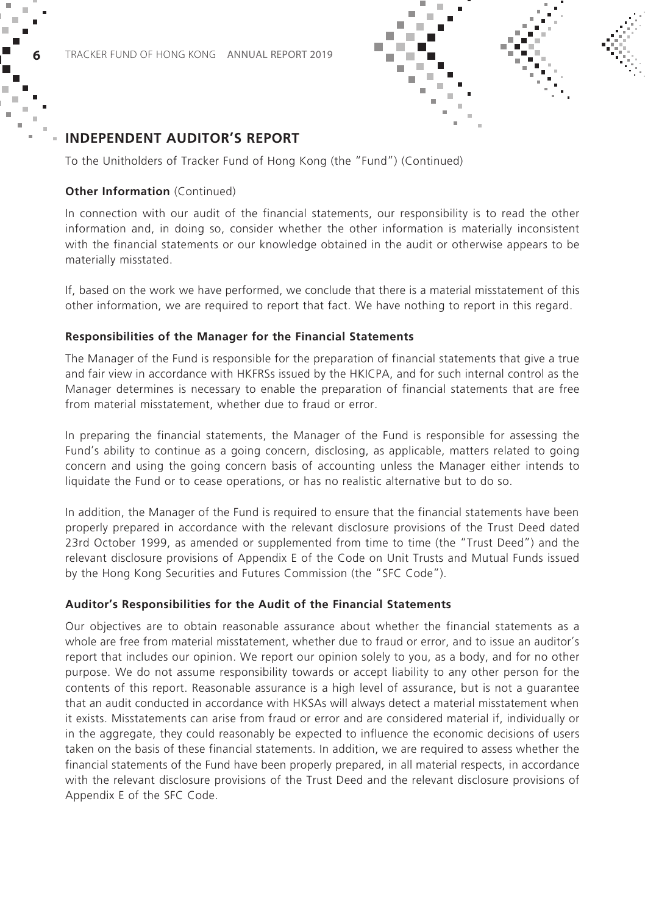## INDEPENDENT AUDITOR'S REPORT

To the Unitholders of Tracker Fund of Hong Kong (the "Fund") (Continued)

**Other Information** (Continued)

In connection with our audit of the financial statements, our responsibility is to read the other information and, in doing so, consider whether the other information is materially inconsistent with the financial statements or our knowledge obtained in the audit or otherwise appears to be materially misstated.

If, based on the work we have performed, we conclude that there is a material misstatement of this other information, we are required to report that fact. We have nothing to report in this regard.

**Responsibilities of the Manager for the Financial Statements**

The Manager of the Fund is responsible for the preparation of financial statements that give a true and fair view in accordance with HKFRSs issued by the HKICPA, and for such internal control as the Manager determines is necessary to enable the preparation of financial statements that are free from material misstatement, whether due to fraud or error.

In preparing the financial statements, the Manager of the Fund is responsible for assessing the Fund's ability to continue as a going concern, disclosing, as applicable, matters related to going concern and using the going concern basis of accounting unless the Manager either intends to liquidate the Fund or to cease operations, or has no realistic alternative but to do so.

In addition, the Manager of the Fund is required to ensure that the financial statements have been properly prepared in accordance with the relevant disclosure provisions of the Trust Deed dated 23rd October 1999, as amended or supplemented from time to time (the "Trust Deed") and the relevant disclosure provisions of Appendix E of the Code on Unit Trusts and Mutual Funds issued by the Hong Kong Securities and Futures Commission (the "SFC Code").

**Auditor's Responsibilities for the Audit of the Financial Statements**

Our objectives are to obtain reasonable assurance about whether the financial statements as a whole are free from material misstatement, whether due to fraud or error, and to issue an auditor's report that includes our opinion. We report our opinion solely to you, as a body, and for no other purpose. We do not assume responsibility towards or accept liability to any other person for the contents of this report. Reasonable assurance is a high level of assurance, but is not a guarantee that an audit conducted in accordance with HKSAs will always detect a material misstatement when it exists. Misstatements can arise from fraud or error and are considered material if, individually or in the aggregate, they could reasonably be expected to influence the economic decisions of users taken on the basis of these financial statements. In addition, we are required to assess whether the financial statements of the Fund have been properly prepared, in all material respects, in accordance with the relevant disclosure provisions of the Trust Deed and the relevant disclosure provisions of Appendix E of the SFC Code.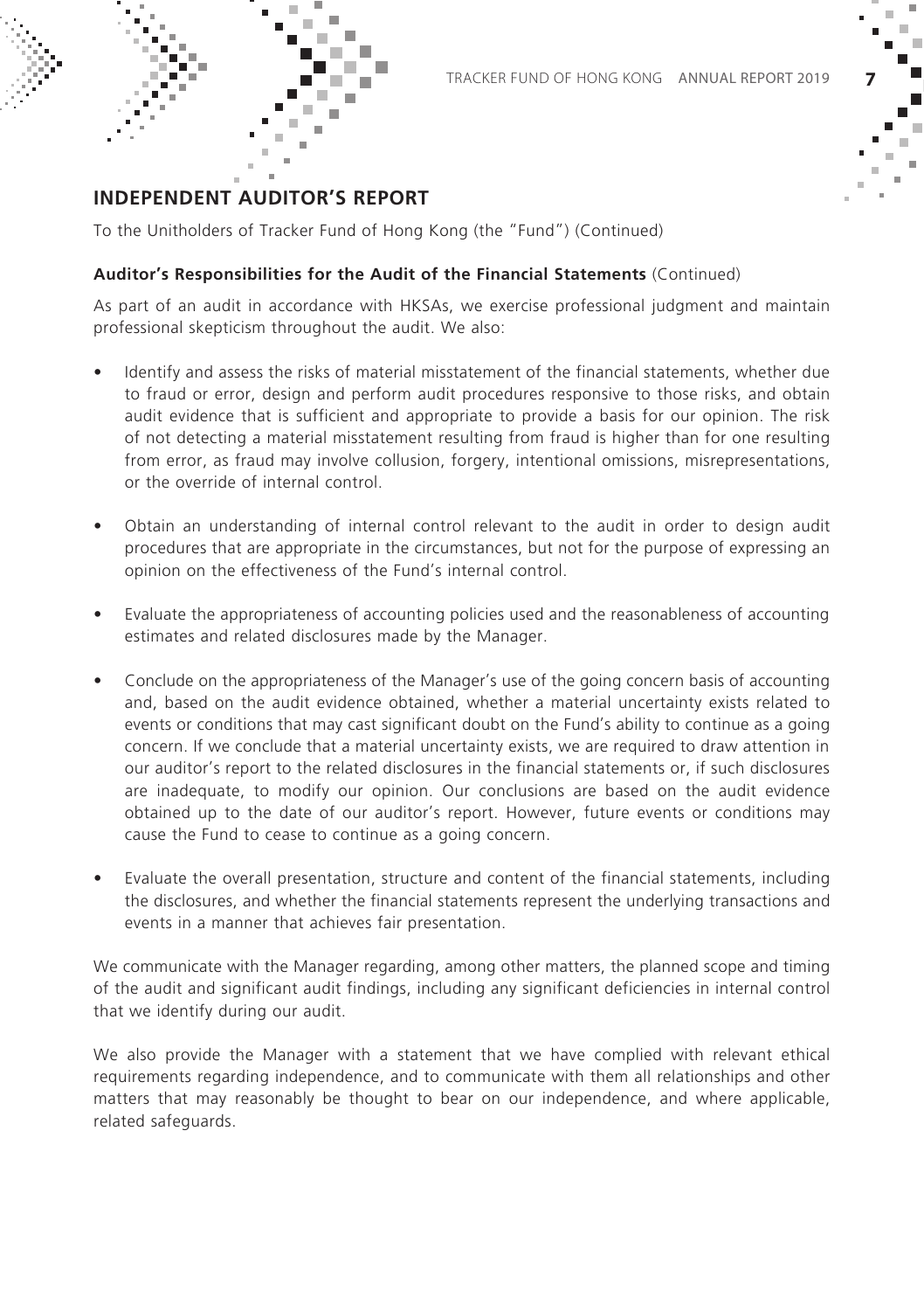## INDEPENDENT AUDITOR'S REPORT

To the Unitholders of Tracker Fund of Hong Kong (the "Fund") (Continued)

**Auditor's Responsibilities for the Audit of the Financial Statements** (Continued)

As part of an audit in accordance with HKSAs, we exercise professional judgment and maintain professional skepticism throughout the audit. We also:

- Identify and assess the risks of material misstatement of the financial statements, whether due to fraud or error, design and perform audit procedures responsive to those risks, and obtain audit evidence that is sufficient and appropriate to provide a basis for our opinion. The risk of not detecting a material misstatement resulting from fraud is higher than for one resulting from error, as fraud may involve collusion, forgery, intentional omissions, misrepresentations, or the override of internal control.

- Obtain an understanding of internal control relevant to the audit in order to design audit procedures that are appropriate in the circumstances, but not for the purpose of expressing an opinion on the effectiveness of the Fund's internal control.

- Evaluate the appropriateness of accounting policies used and the reasonableness of accounting estimates and related disclosures made by the Manager.

- Conclude on the appropriateness of the Manager's use of the going concern basis of accounting and, based on the audit evidence obtained, whether a material uncertainty exists related to events or conditions that may cast significant doubt on the Fund's ability to continue as a going concern. If we conclude that a material uncertainty exists, we are required to draw attention in our auditor's report to the related disclosures in the financial statements or, if such disclosures are inadequate, to modify our opinion. Our conclusions are based on the audit evidence obtained up to the date of our auditor's report. However, future events or conditions may cause the Fund to cease to continue as a going concern.

- Evaluate the overall presentation, structure and content of the financial statements, including the disclosures, and whether the financial statements represent the underlying transactions and events in a manner that achieves fair presentation.

We communicate with the Manager regarding, among other matters, the planned scope and timing of the audit and significant audit findings, including any significant deficiencies in internal control that we identify during our audit.

We also provide the Manager with a statement that we have complied with relevant ethical requirements regarding independence, and to communicate with them all relationships and other matters that may reasonably be thought to bear on our independence, and where applicable, related safeguards.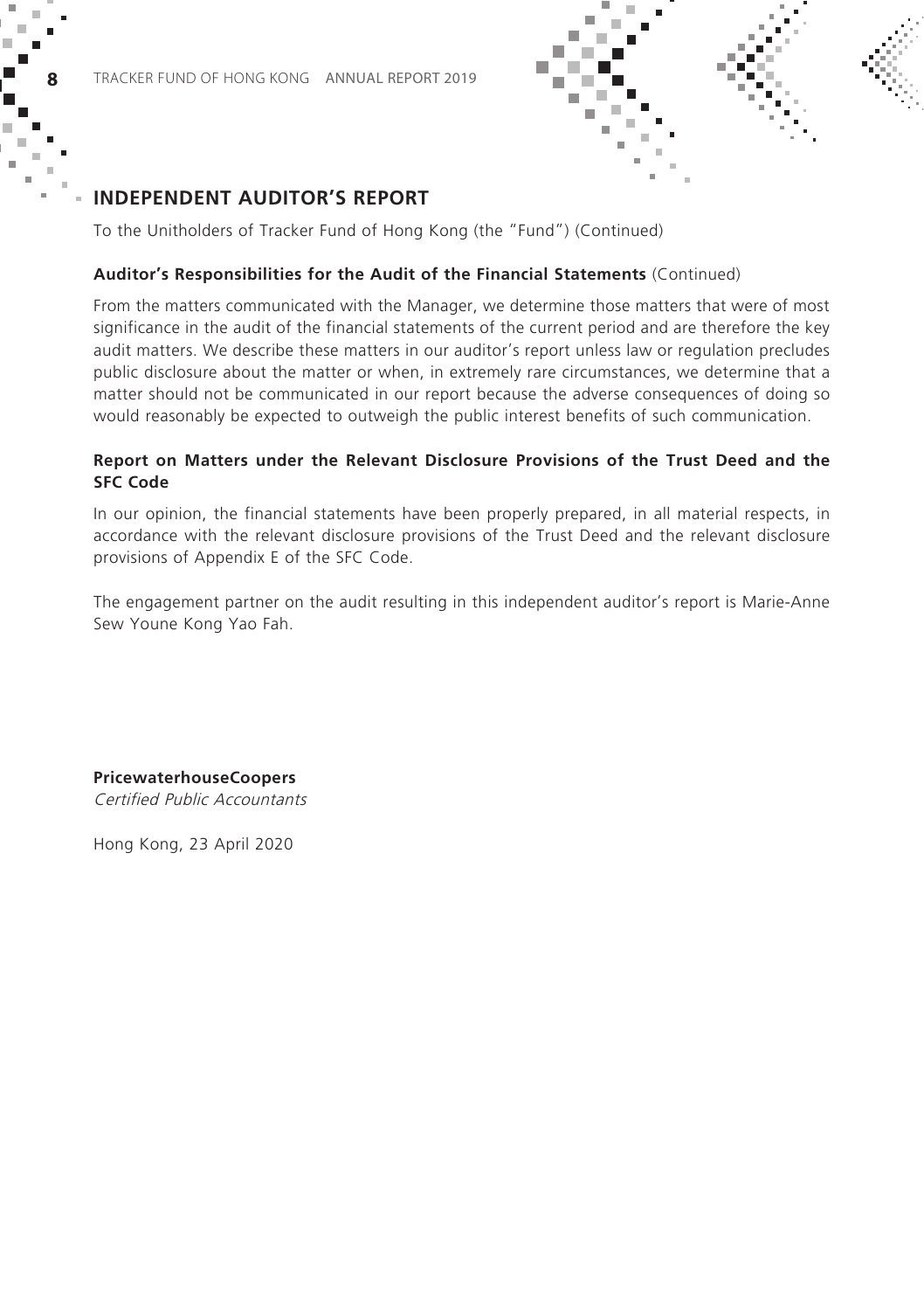## INDEPENDENT AUDITOR'S REPORT

To the Unitholders of Tracker Fund of Hong Kong (the "Fund") (Continued)

**Auditor's Responsibilities for the Audit of the Financial Statements** (Continued)

From the matters communicated with the Manager, we determine those matters that were of most significance in the audit of the financial statements of the current period and are therefore the key audit matters. We describe these matters in our auditor's report unless law or regulation precludes public disclosure about the matter or when, in extremely rare circumstances, we determine that a matter should not be communicated in our report because the adverse consequences of doing so would reasonably be expected to outweigh the public interest benefits of such communication.

**Report on Matters under the Relevant Disclosure Provisions of the Trust Deed and the SFC Code**

In our opinion, the financial statements have been properly prepared, in all material respects, in accordance with the relevant disclosure provisions of the Trust Deed and the relevant disclosure provisions of Appendix E of the SFC Code.

The engagement partner on the audit resulting in this independent auditor's report is Marie-Anne Sew Youne Kong Yao Fah.

**PricewaterhouseCoopers**
*Certified Public Accountants*

Hong Kong, 23 April 2020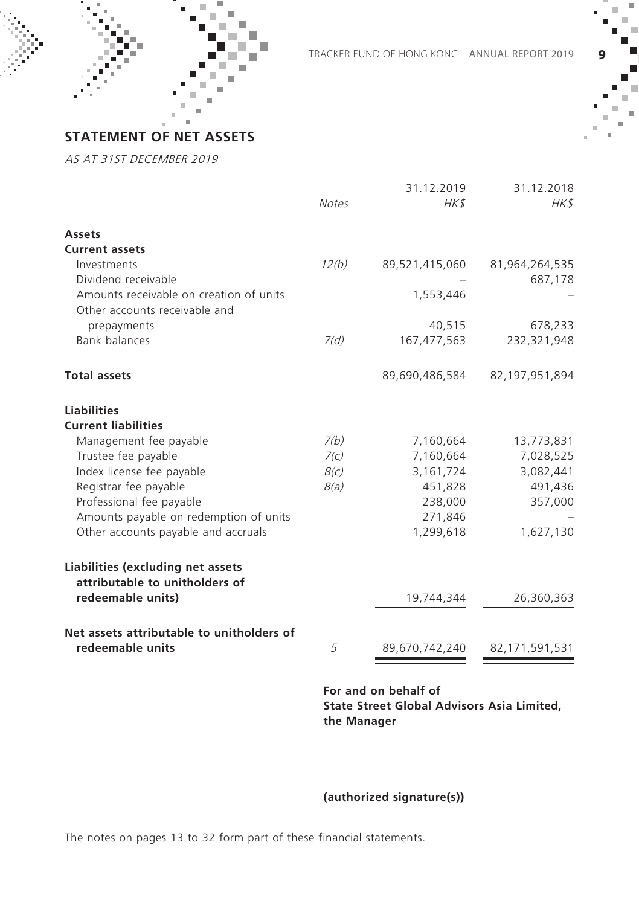## STATEMENT OF NET ASSETS

*AS AT 31ST DECEMBER 2019*

| | *Notes* | 31.12.2019 *HK$* | 31.12.2018 *HK$* |
|---|---|---|---|
| **Assets** | | | |
| **Current assets** | | | |
| Investments | *12(b)* | 89,521,415,060 | 81,964,264,535 |
| Dividend receivable | | – | 687,178 |
| Amounts receivable on creation of units | | 1,553,446 | – |
| Other accounts receivable and prepayments | | 40,515 | 678,233 |
| Bank balances | *7(d)* | 167,477,563 | 232,321,948 |
| **Total assets** | | 89,690,486,584 | 82,197,951,894 |
| **Liabilities** | | | |
| **Current liabilities** | | | |
| Management fee payable | *7(b)* | 7,160,664 | 13,773,831 |
| Trustee fee payable | *7(c)* | 7,160,664 | 7,028,525 |
| Index license fee payable | *8(c)* | 3,161,724 | 3,082,441 |
| Registrar fee payable | *8(a)* | 451,828 | 491,436 |
| Professional fee payable | | 238,000 | 357,000 |
| Amounts payable on redemption of units | | 271,846 | – |
| Other accounts payable and accruals | | 1,299,618 | 1,627,130 |
| **Liabilities (excluding net assets attributable to unitholders of redeemable units)** | | 19,744,344 | 26,360,363 |
| **Net assets attributable to unitholders of redeemable units** | 5 | 89,670,742,240 | 82,171,591,531 |

**For and on behalf of**
**State Street Global Advisors Asia Limited,**
**the Manager**

**(authorized signature(s))**

The notes on pages 13 to 32 form part of these financial statements.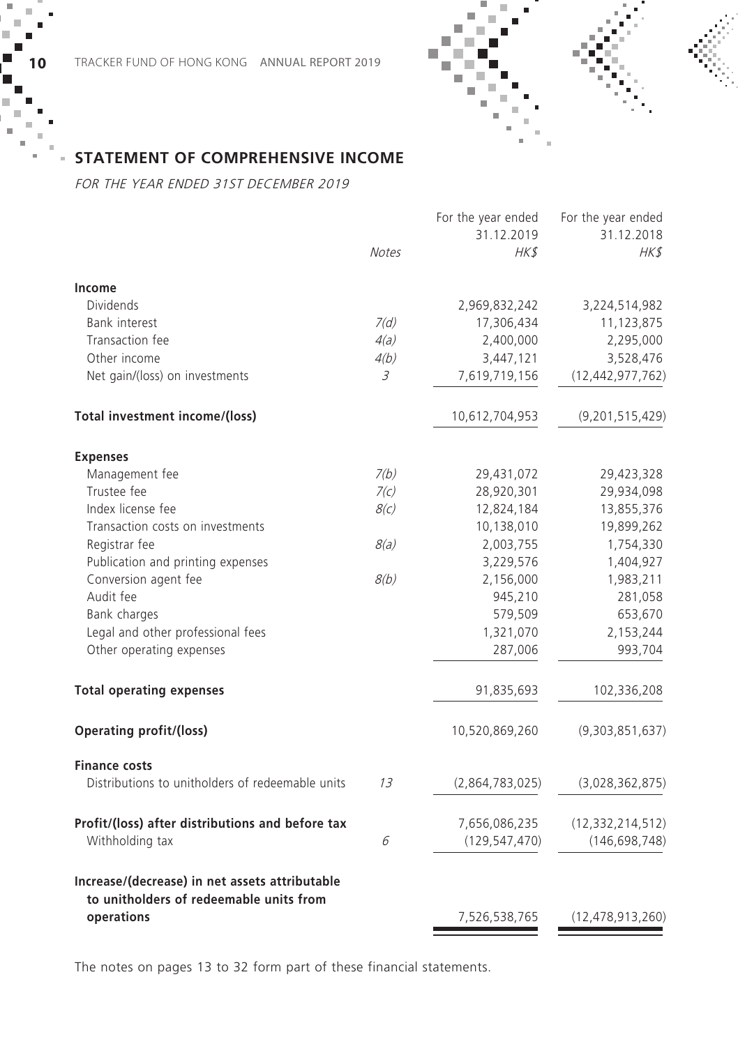## STATEMENT OF COMPREHENSIVE INCOME

*FOR THE YEAR ENDED 31ST DECEMBER 2019*

| | *Notes* | For the year ended 31.12.2019 *HK$* | For the year ended 31.12.2018 *HK$* |
|---|---|---|---|
| **Income** | | | |
| Dividends | | 2,969,832,242 | 3,224,514,982 |
| Bank interest | *7(d)* | 17,306,434 | 11,123,875 |
| Transaction fee | *4(a)* | 2,400,000 | 2,295,000 |
| Other income | *4(b)* | 3,447,121 | 3,528,476 |
| Net gain/(loss) on investments | *3* | 7,619,719,156 | (12,442,977,762) |
| **Total investment income/(loss)** | | 10,612,704,953 | (9,201,515,429) |
| **Expenses** | | | |
| Management fee | *7(b)* | 29,431,072 | 29,423,328 |
| Trustee fee | *7(c)* | 28,920,301 | 29,934,098 |
| Index license fee | *8(c)* | 12,824,184 | 13,855,376 |
| Transaction costs on investments | | 10,138,010 | 19,899,262 |
| Registrar fee | *8(a)* | 2,003,755 | 1,754,330 |
| Publication and printing expenses | | 3,229,576 | 1,404,927 |
| Conversion agent fee | *8(b)* | 2,156,000 | 1,983,211 |
| Audit fee | | 945,210 | 281,058 |
| Bank charges | | 579,509 | 653,670 |
| Legal and other professional fees | | 1,321,070 | 2,153,244 |
| Other operating expenses | | 287,006 | 993,704 |
| **Total operating expenses** | | 91,835,693 | 102,336,208 |
| **Operating profit/(loss)** | | 10,520,869,260 | (9,303,851,637) |
| **Finance costs** | | | |
| Distributions to unitholders of redeemable units | *13* | (2,864,783,025) | (3,028,362,875) |
| **Profit/(loss) after distributions and before tax** | | 7,656,086,235 | (12,332,214,512) |
| Withholding tax | *6* | (129,547,470) | (146,698,748) |
| **Increase/(decrease) in net assets attributable to unitholders of redeemable units from operations** | | 7,526,538,765 | (12,478,913,260) |

The notes on pages 13 to 32 form part of these financial statements.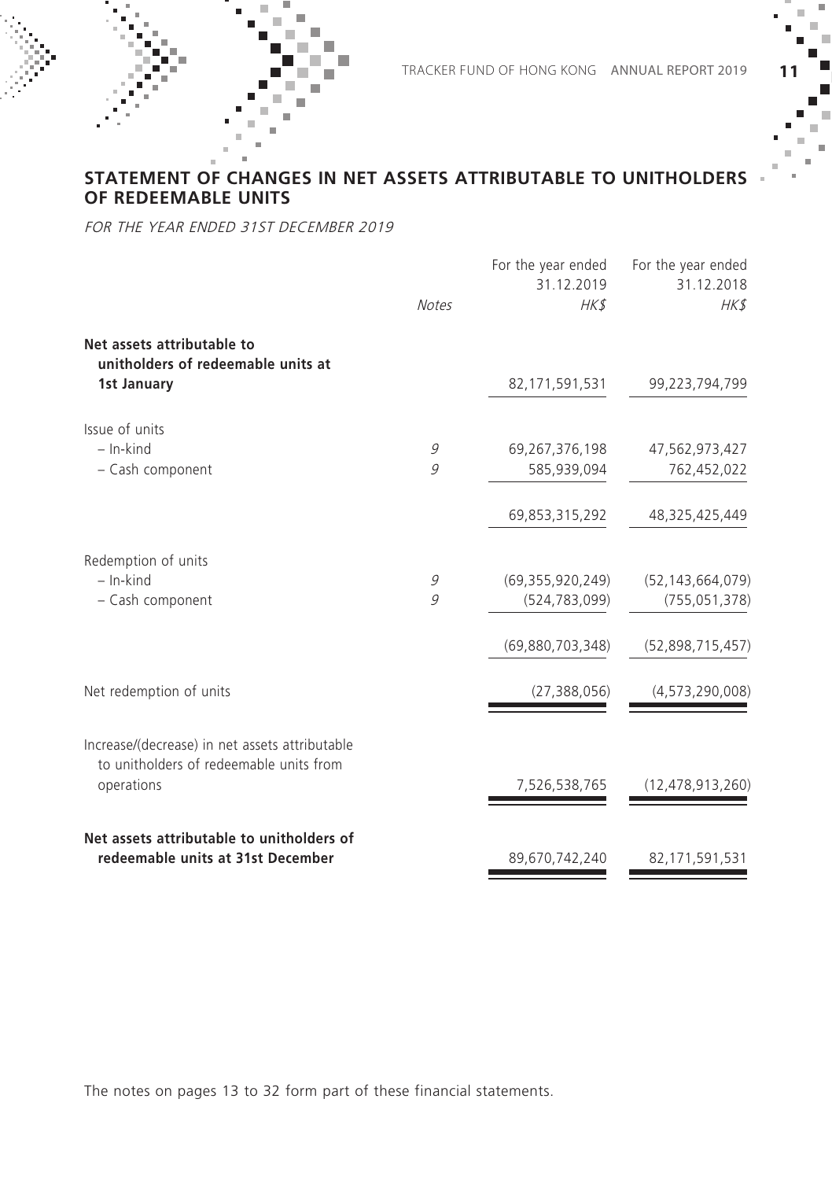## STATEMENT OF CHANGES IN NET ASSETS ATTRIBUTABLE TO UNITHOLDERS OF REDEEMABLE UNITS

*FOR THE YEAR ENDED 31ST DECEMBER 2019*

| | Notes | For the year ended 31.12.2019 HK$ | For the year ended 31.12.2018 HK$ |
|---|---|---|---|
| **Net assets attributable to unitholders of redeemable units at 1st January** | | 82,171,591,531 | 99,223,794,799 |
| Issue of units | | | |
| – In-kind | 9 | 69,267,376,198 | 47,562,973,427 |
| – Cash component | 9 | 585,939,094 | 762,452,022 |
| | | 69,853,315,292 | 48,325,425,449 |
| Redemption of units | | | |
| – In-kind | 9 | (69,355,920,249) | (52,143,664,079) |
| – Cash component | 9 | (524,783,099) | (755,051,378) |
| | | (69,880,703,348) | (52,898,715,457) |
| Net redemption of units | | (27,388,056) | (4,573,290,008) |
| Increase/(decrease) in net assets attributable to unitholders of redeemable units from operations | | 7,526,538,765 | (12,478,913,260) |
| **Net assets attributable to unitholders of redeemable units at 31st December** | | 89,670,742,240 | 82,171,591,531 |

The notes on pages 13 to 32 form part of these financial statements.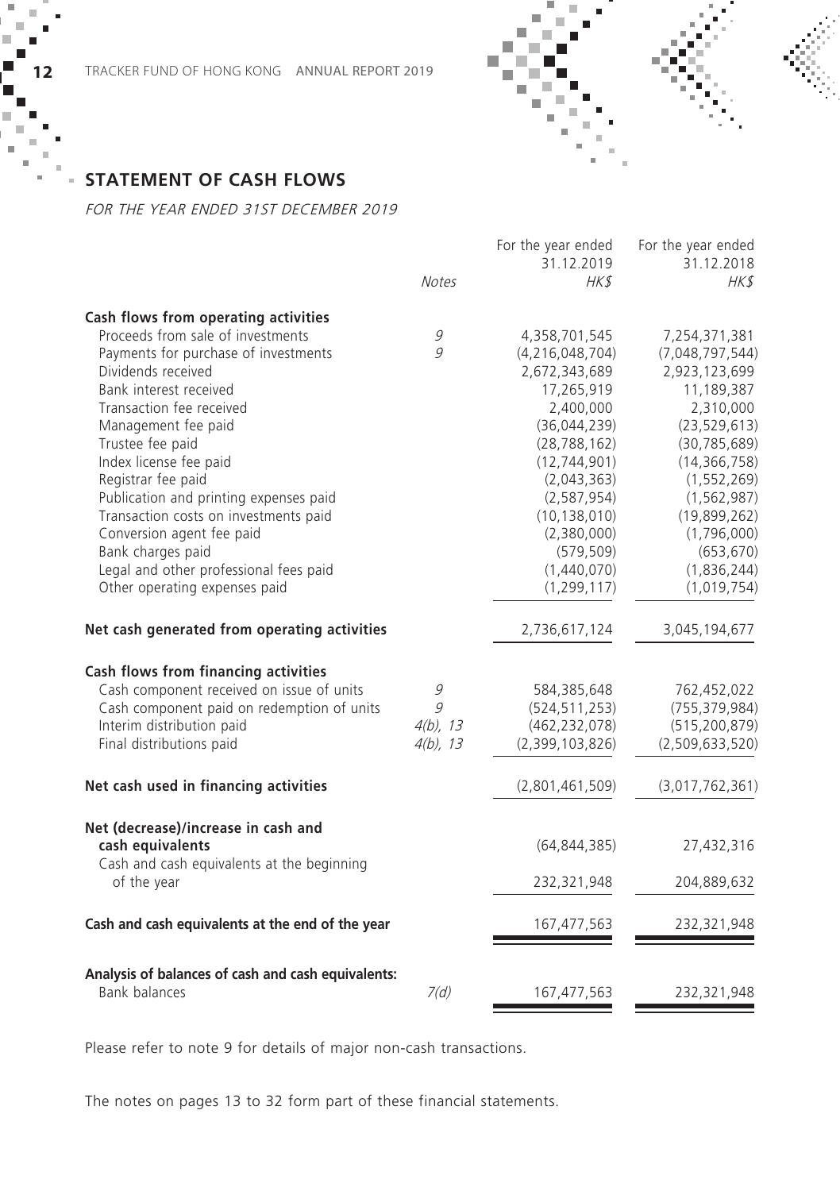## STATEMENT OF CASH FLOWS

*FOR THE YEAR ENDED 31ST DECEMBER 2019*

| | Notes | For the year ended 31.12.2019 HK$ | For the year ended 31.12.2018 HK$ |
|---|---|---|---|
| **Cash flows from operating activities** | | | |
| Proceeds from sale of investments | 9 | 4,358,701,545 | 7,254,371,381 |
| Payments for purchase of investments | 9 | (4,216,048,704) | (7,048,797,544) |
| Dividends received | | 2,672,343,689 | 2,923,123,699 |
| Bank interest received | | 17,265,919 | 11,189,387 |
| Transaction fee received | | 2,400,000 | 2,310,000 |
| Management fee paid | | (36,044,239) | (23,529,613) |
| Trustee fee paid | | (28,788,162) | (30,785,689) |
| Index license fee paid | | (12,744,901) | (14,366,758) |
| Registrar fee paid | | (2,043,363) | (1,552,269) |
| Publication and printing expenses paid | | (2,587,954) | (1,562,987) |
| Transaction costs on investments paid | | (10,138,010) | (19,899,262) |
| Conversion agent fee paid | | (2,380,000) | (1,796,000) |
| Bank charges paid | | (579,509) | (653,670) |
| Legal and other professional fees paid | | (1,440,070) | (1,836,244) |
| Other operating expenses paid | | (1,299,117) | (1,019,754) |
| **Net cash generated from operating activities** | | 2,736,617,124 | 3,045,194,677 |
| **Cash flows from financing activities** | | | |
| Cash component received on issue of units | 9 | 584,385,648 | 762,452,022 |
| Cash component paid on redemption of units | 9 | (524,511,253) | (755,379,984) |
| Interim distribution paid | 4(b), 13 | (462,232,078) | (515,200,879) |
| Final distributions paid | 4(b), 13 | (2,399,103,826) | (2,509,633,520) |
| **Net cash used in financing activities** | | (2,801,461,509) | (3,017,762,361) |
| **Net (decrease)/increase in cash and cash equivalents** | | (64,844,385) | 27,432,316 |
| Cash and cash equivalents at the beginning of the year | | 232,321,948 | 204,889,632 |
| **Cash and cash equivalents at the end of the year** | | 167,477,563 | 232,321,948 |
| **Analysis of balances of cash and cash equivalents:** | | | |
| Bank balances | 7(d) | 167,477,563 | 232,321,948 |

Please refer to note 9 for details of major non-cash transactions.

The notes on pages 13 to 32 form part of these financial statements.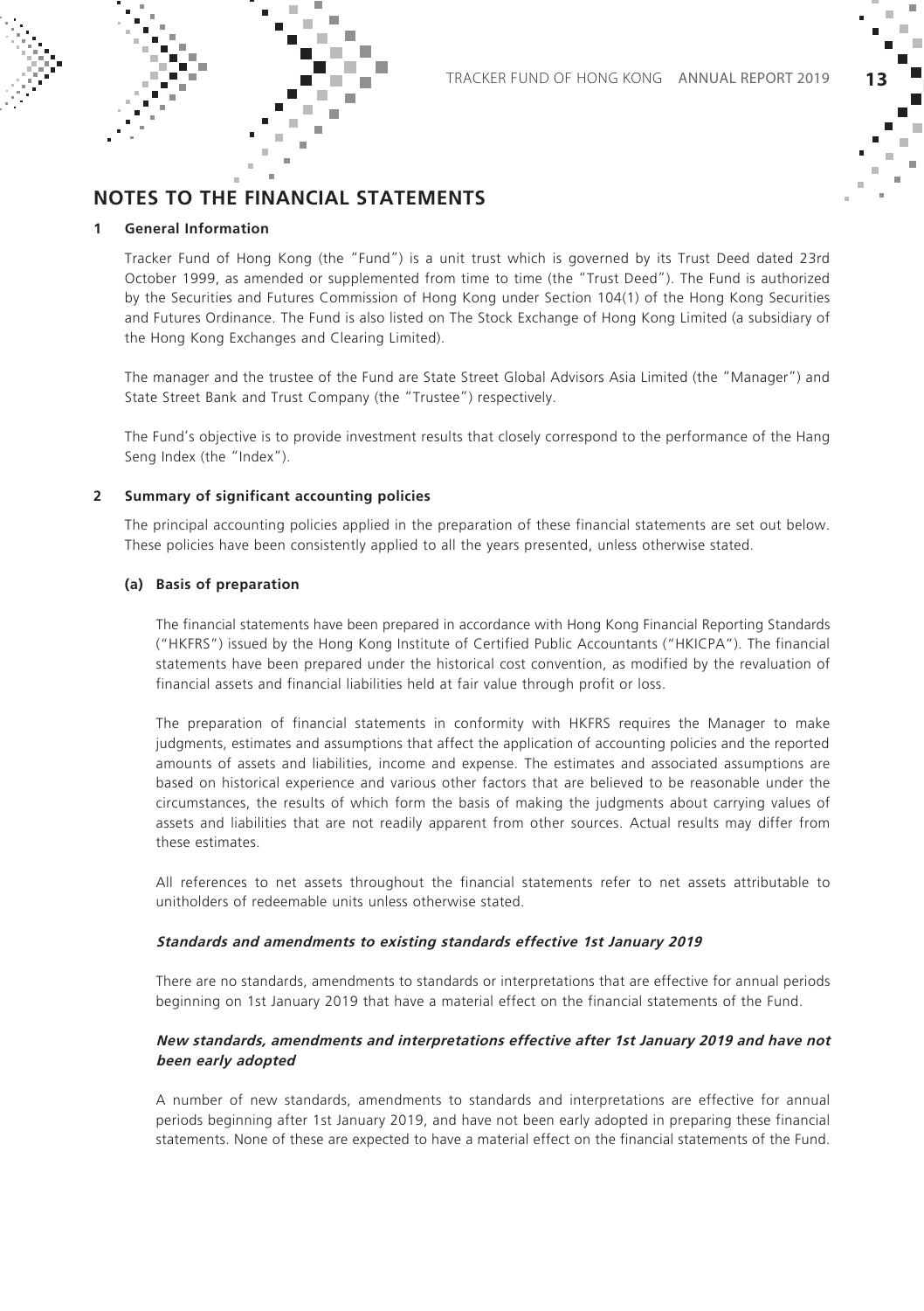# NOTES TO THE FINANCIAL STATEMENTS

## 1 General Information

Tracker Fund of Hong Kong (the "Fund") is a unit trust which is governed by its Trust Deed dated 23rd October 1999, as amended or supplemented from time to time (the "Trust Deed"). The Fund is authorized by the Securities and Futures Commission of Hong Kong under Section 104(1) of the Hong Kong Securities and Futures Ordinance. The Fund is also listed on The Stock Exchange of Hong Kong Limited (a subsidiary of the Hong Kong Exchanges and Clearing Limited).

The manager and the trustee of the Fund are State Street Global Advisors Asia Limited (the "Manager") and State Street Bank and Trust Company (the "Trustee") respectively.

The Fund's objective is to provide investment results that closely correspond to the performance of the Hang Seng Index (the "Index").

## 2 Summary of significant accounting policies

The principal accounting policies applied in the preparation of these financial statements are set out below. These policies have been consistently applied to all the years presented, unless otherwise stated.

### (a) Basis of preparation

The financial statements have been prepared in accordance with Hong Kong Financial Reporting Standards ("HKFRS") issued by the Hong Kong Institute of Certified Public Accountants ("HKICPA"). The financial statements have been prepared under the historical cost convention, as modified by the revaluation of financial assets and financial liabilities held at fair value through profit or loss.

The preparation of financial statements in conformity with HKFRS requires the Manager to make judgments, estimates and assumptions that affect the application of accounting policies and the reported amounts of assets and liabilities, income and expense. The estimates and associated assumptions are based on historical experience and various other factors that are believed to be reasonable under the circumstances, the results of which form the basis of making the judgments about carrying values of assets and liabilities that are not readily apparent from other sources. Actual results may differ from these estimates.

All references to net assets throughout the financial statements refer to net assets attributable to unitholders of redeemable units unless otherwise stated.

***Standards and amendments to existing standards effective 1st January 2019***

There are no standards, amendments to standards or interpretations that are effective for annual periods beginning on 1st January 2019 that have a material effect on the financial statements of the Fund.

***New standards, amendments and interpretations effective after 1st January 2019 and have not been early adopted***

A number of new standards, amendments to standards and interpretations are effective for annual periods beginning after 1st January 2019, and have not been early adopted in preparing these financial statements. None of these are expected to have a material effect on the financial statements of the Fund.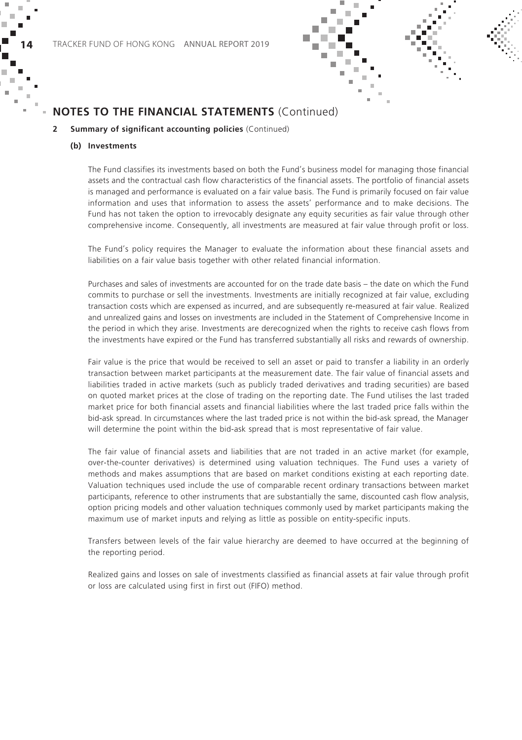## NOTES TO THE FINANCIAL STATEMENTS (Continued)

**2 Summary of significant accounting policies** (Continued)

**(b) Investments**

The Fund classifies its investments based on both the Fund's business model for managing those financial assets and the contractual cash flow characteristics of the financial assets. The portfolio of financial assets is managed and performance is evaluated on a fair value basis. The Fund is primarily focused on fair value information and uses that information to assess the assets' performance and to make decisions. The Fund has not taken the option to irrevocably designate any equity securities as fair value through other comprehensive income. Consequently, all investments are measured at fair value through profit or loss.

The Fund's policy requires the Manager to evaluate the information about these financial assets and liabilities on a fair value basis together with other related financial information.

Purchases and sales of investments are accounted for on the trade date basis – the date on which the Fund commits to purchase or sell the investments. Investments are initially recognized at fair value, excluding transaction costs which are expensed as incurred, and are subsequently re-measured at fair value. Realized and unrealized gains and losses on investments are included in the Statement of Comprehensive Income in the period in which they arise. Investments are derecognized when the rights to receive cash flows from the investments have expired or the Fund has transferred substantially all risks and rewards of ownership.

Fair value is the price that would be received to sell an asset or paid to transfer a liability in an orderly transaction between market participants at the measurement date. The fair value of financial assets and liabilities traded in active markets (such as publicly traded derivatives and trading securities) are based on quoted market prices at the close of trading on the reporting date. The Fund utilises the last traded market price for both financial assets and financial liabilities where the last traded price falls within the bid-ask spread. In circumstances where the last traded price is not within the bid-ask spread, the Manager will determine the point within the bid-ask spread that is most representative of fair value.

The fair value of financial assets and liabilities that are not traded in an active market (for example, over-the-counter derivatives) is determined using valuation techniques. The Fund uses a variety of methods and makes assumptions that are based on market conditions existing at each reporting date. Valuation techniques used include the use of comparable recent ordinary transactions between market participants, reference to other instruments that are substantially the same, discounted cash flow analysis, option pricing models and other valuation techniques commonly used by market participants making the maximum use of market inputs and relying as little as possible on entity-specific inputs.

Transfers between levels of the fair value hierarchy are deemed to have occurred at the beginning of the reporting period.

Realized gains and losses on sale of investments classified as financial assets at fair value through profit or loss are calculated using first in first out (FIFO) method.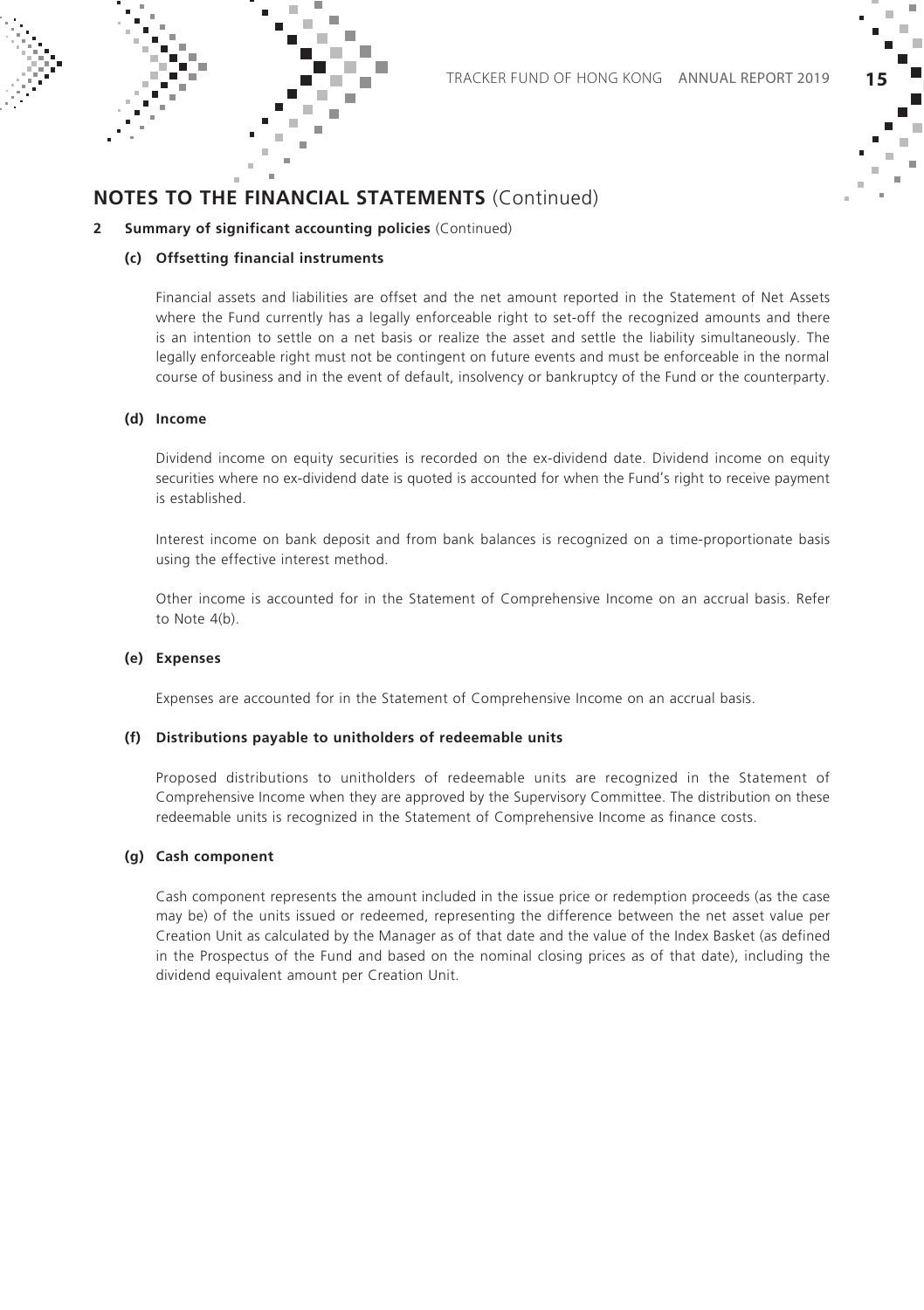## NOTES TO THE FINANCIAL STATEMENTS (Continued)

**2 Summary of significant accounting policies** (Continued)

**(c) Offsetting financial instruments**

Financial assets and liabilities are offset and the net amount reported in the Statement of Net Assets where the Fund currently has a legally enforceable right to set-off the recognized amounts and there is an intention to settle on a net basis or realize the asset and settle the liability simultaneously. The legally enforceable right must not be contingent on future events and must be enforceable in the normal course of business and in the event of default, insolvency or bankruptcy of the Fund or the counterparty.

**(d) Income**

Dividend income on equity securities is recorded on the ex-dividend date. Dividend income on equity securities where no ex-dividend date is quoted is accounted for when the Fund's right to receive payment is established.

Interest income on bank deposit and from bank balances is recognized on a time-proportionate basis using the effective interest method.

Other income is accounted for in the Statement of Comprehensive Income on an accrual basis. Refer to Note 4(b).

**(e) Expenses**

Expenses are accounted for in the Statement of Comprehensive Income on an accrual basis.

**(f) Distributions payable to unitholders of redeemable units**

Proposed distributions to unitholders of redeemable units are recognized in the Statement of Comprehensive Income when they are approved by the Supervisory Committee. The distribution on these redeemable units is recognized in the Statement of Comprehensive Income as finance costs.

**(g) Cash component**

Cash component represents the amount included in the issue price or redemption proceeds (as the case may be) of the units issued or redeemed, representing the difference between the net asset value per Creation Unit as calculated by the Manager as of that date and the value of the Index Basket (as defined in the Prospectus of the Fund and based on the nominal closing prices as of that date), including the dividend equivalent amount per Creation Unit.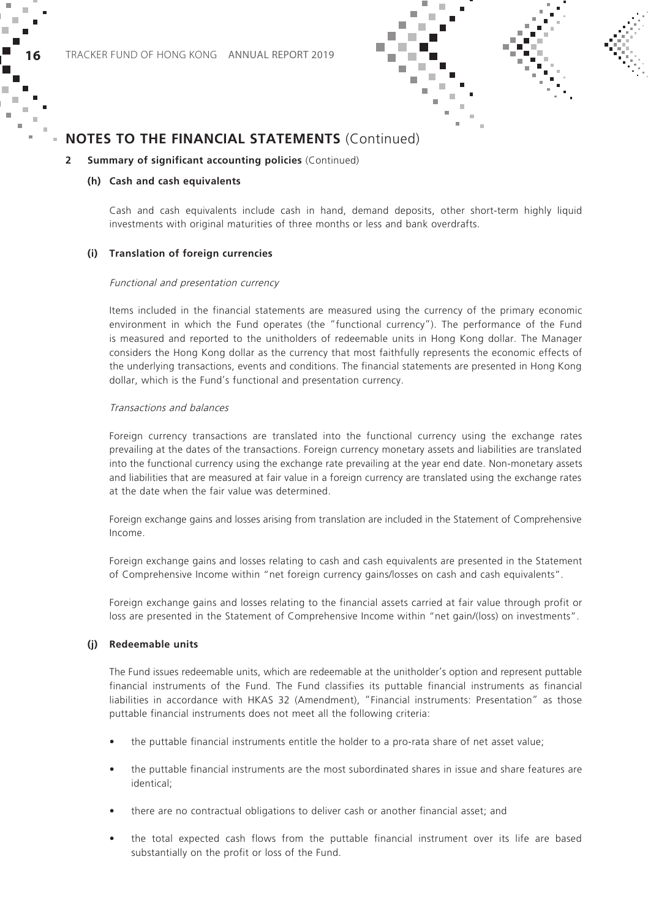## NOTES TO THE FINANCIAL STATEMENTS (Continued)

**2 Summary of significant accounting policies** (Continued)

**(h) Cash and cash equivalents**

Cash and cash equivalents include cash in hand, demand deposits, other short-term highly liquid investments with original maturities of three months or less and bank overdrafts.

**(i) Translation of foreign currencies**

*Functional and presentation currency*

Items included in the financial statements are measured using the currency of the primary economic environment in which the Fund operates (the "functional currency"). The performance of the Fund is measured and reported to the unitholders of redeemable units in Hong Kong dollar. The Manager considers the Hong Kong dollar as the currency that most faithfully represents the economic effects of the underlying transactions, events and conditions. The financial statements are presented in Hong Kong dollar, which is the Fund's functional and presentation currency.

*Transactions and balances*

Foreign currency transactions are translated into the functional currency using the exchange rates prevailing at the dates of the transactions. Foreign currency monetary assets and liabilities are translated into the functional currency using the exchange rate prevailing at the year end date. Non-monetary assets and liabilities that are measured at fair value in a foreign currency are translated using the exchange rates at the date when the fair value was determined.

Foreign exchange gains and losses arising from translation are included in the Statement of Comprehensive Income.

Foreign exchange gains and losses relating to cash and cash equivalents are presented in the Statement of Comprehensive Income within "net foreign currency gains/losses on cash and cash equivalents".

Foreign exchange gains and losses relating to the financial assets carried at fair value through profit or loss are presented in the Statement of Comprehensive Income within "net gain/(loss) on investments".

**(j) Redeemable units**

The Fund issues redeemable units, which are redeemable at the unitholder's option and represent puttable financial instruments of the Fund. The Fund classifies its puttable financial instruments as financial liabilities in accordance with HKAS 32 (Amendment), "Financial instruments: Presentation" as those puttable financial instruments does not meet all the following criteria:

- the puttable financial instruments entitle the holder to a pro-rata share of net asset value;
- the puttable financial instruments are the most subordinated shares in issue and share features are identical;
- there are no contractual obligations to deliver cash or another financial asset; and
- the total expected cash flows from the puttable financial instrument over its life are based substantially on the profit or loss of the Fund.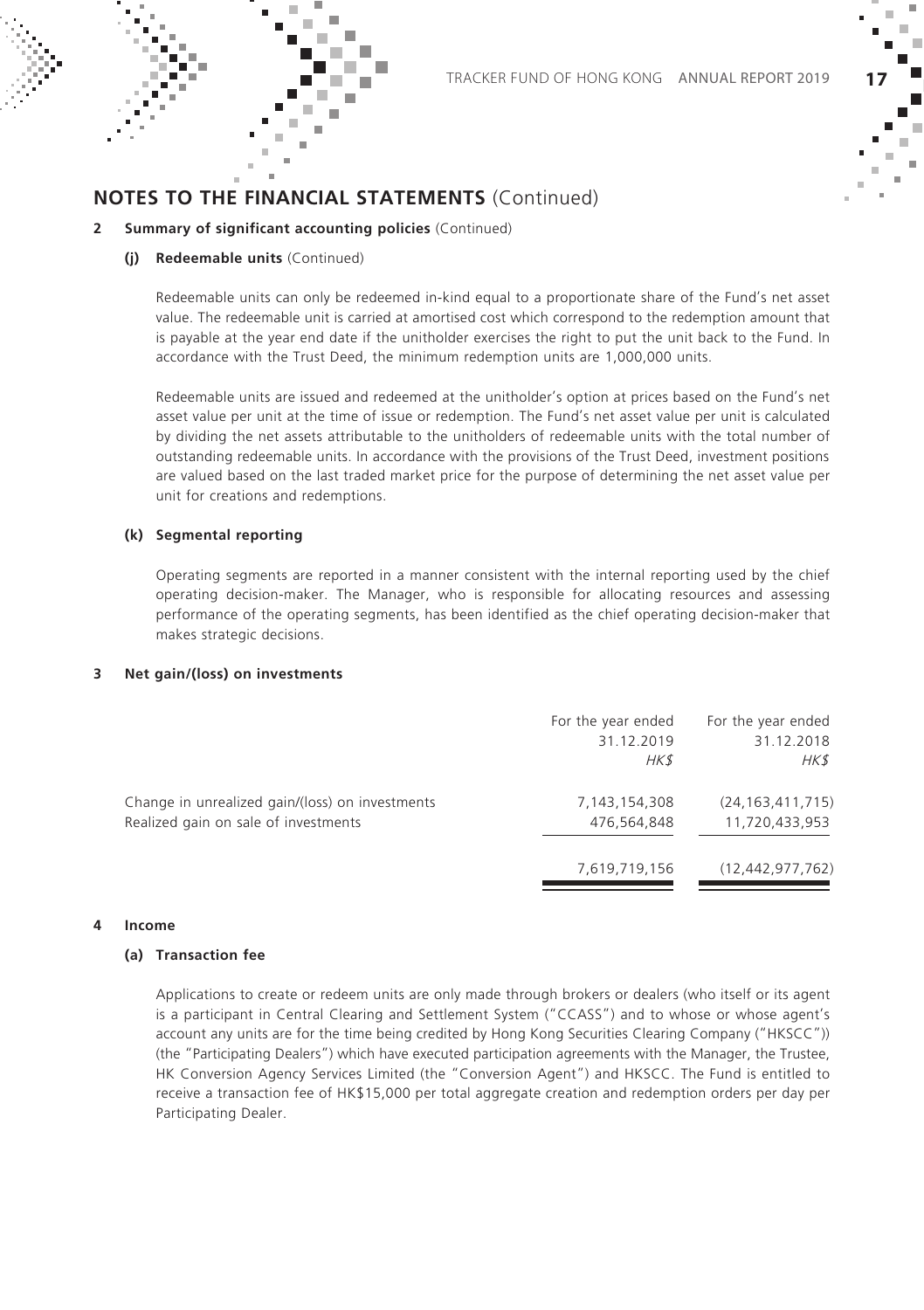## NOTES TO THE FINANCIAL STATEMENTS (Continued)

**2 Summary of significant accounting policies** (Continued)

**(j) Redeemable units** (Continued)

Redeemable units can only be redeemed in-kind equal to a proportionate share of the Fund's net asset value. The redeemable unit is carried at amortised cost which correspond to the redemption amount that is payable at the year end date if the unitholder exercises the right to put the unit back to the Fund. In accordance with the Trust Deed, the minimum redemption units are 1,000,000 units.

Redeemable units are issued and redeemed at the unitholder's option at prices based on the Fund's net asset value per unit at the time of issue or redemption. The Fund's net asset value per unit is calculated by dividing the net assets attributable to the unitholders of redeemable units with the total number of outstanding redeemable units. In accordance with the provisions of the Trust Deed, investment positions are valued based on the last traded market price for the purpose of determining the net asset value per unit for creations and redemptions.

**(k) Segmental reporting**

Operating segments are reported in a manner consistent with the internal reporting used by the chief operating decision-maker. The Manager, who is responsible for allocating resources and assessing performance of the operating segments, has been identified as the chief operating decision-maker that makes strategic decisions.

**3 Net gain/(loss) on investments**

| | For the year ended 31.12.2019 *HK$* | For the year ended 31.12.2018 *HK$* |
|---|---|---|
| Change in unrealized gain/(loss) on investments | 7,143,154,308 | (24,163,411,715) |
| Realized gain on sale of investments | 476,564,848 | 11,720,433,953 |
| | 7,619,719,156 | (12,442,977,762) |

**4 Income**

**(a) Transaction fee**

Applications to create or redeem units are only made through brokers or dealers (who itself or its agent is a participant in Central Clearing and Settlement System ("CCASS") and to whose or whose agent's account any units are for the time being credited by Hong Kong Securities Clearing Company ("HKSCC")) (the "Participating Dealers") which have executed participation agreements with the Manager, the Trustee, HK Conversion Agency Services Limited (the "Conversion Agent") and HKSCC. The Fund is entitled to receive a transaction fee of HK$15,000 per total aggregate creation and redemption orders per day per Participating Dealer.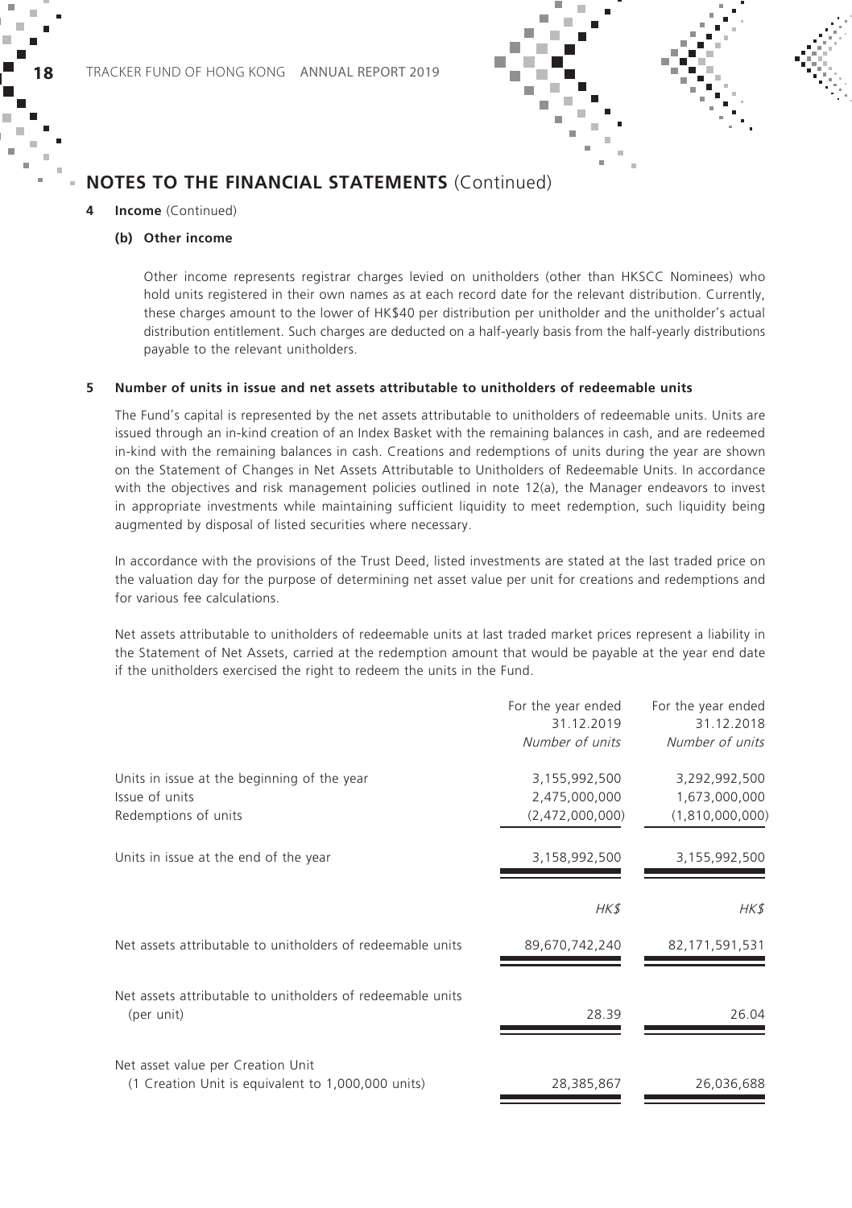## NOTES TO THE FINANCIAL STATEMENTS (Continued)

**4 Income** (Continued)

**(b) Other income**

Other income represents registrar charges levied on unitholders (other than HKSCC Nominees) who hold units registered in their own names as at each record date for the relevant distribution. Currently, these charges amount to the lower of HK$40 per distribution per unitholder and the unitholder's actual distribution entitlement. Such charges are deducted on a half-yearly basis from the half-yearly distributions payable to the relevant unitholders.

**5 Number of units in issue and net assets attributable to unitholders of redeemable units**

The Fund's capital is represented by the net assets attributable to unitholders of redeemable units. Units are issued through an in-kind creation of an Index Basket with the remaining balances in cash, and are redeemed in-kind with the remaining balances in cash. Creations and redemptions of units during the year are shown on the Statement of Changes in Net Assets Attributable to Unitholders of Redeemable Units. In accordance with the objectives and risk management policies outlined in note 12(a), the Manager endeavors to invest in appropriate investments while maintaining sufficient liquidity to meet redemption, such liquidity being augmented by disposal of listed securities where necessary.

In accordance with the provisions of the Trust Deed, listed investments are stated at the last traded price on the valuation day for the purpose of determining net asset value per unit for creations and redemptions and for various fee calculations.

Net assets attributable to unitholders of redeemable units at last traded market prices represent a liability in the Statement of Net Assets, carried at the redemption amount that would be payable at the year end date if the unitholders exercised the right to redeem the units in the Fund.

| | For the year ended 31.12.2019 *Number of units* | For the year ended 31.12.2018 *Number of units* |
|---|---|---|
| Units in issue at the beginning of the year | 3,155,992,500 | 3,292,992,500 |
| Issue of units | 2,475,000,000 | 1,673,000,000 |
| Redemptions of units | (2,472,000,000) | (1,810,000,000) |
| Units in issue at the end of the year | 3,158,992,500 | 3,155,992,500 |
| | *HK$* | *HK$* |
| Net assets attributable to unitholders of redeemable units | 89,670,742,240 | 82,171,591,531 |
| Net assets attributable to unitholders of redeemable units (per unit) | 28.39 | 26.04 |
| Net asset value per Creation Unit (1 Creation Unit is equivalent to 1,000,000 units) | 28,385,867 | 26,036,688 |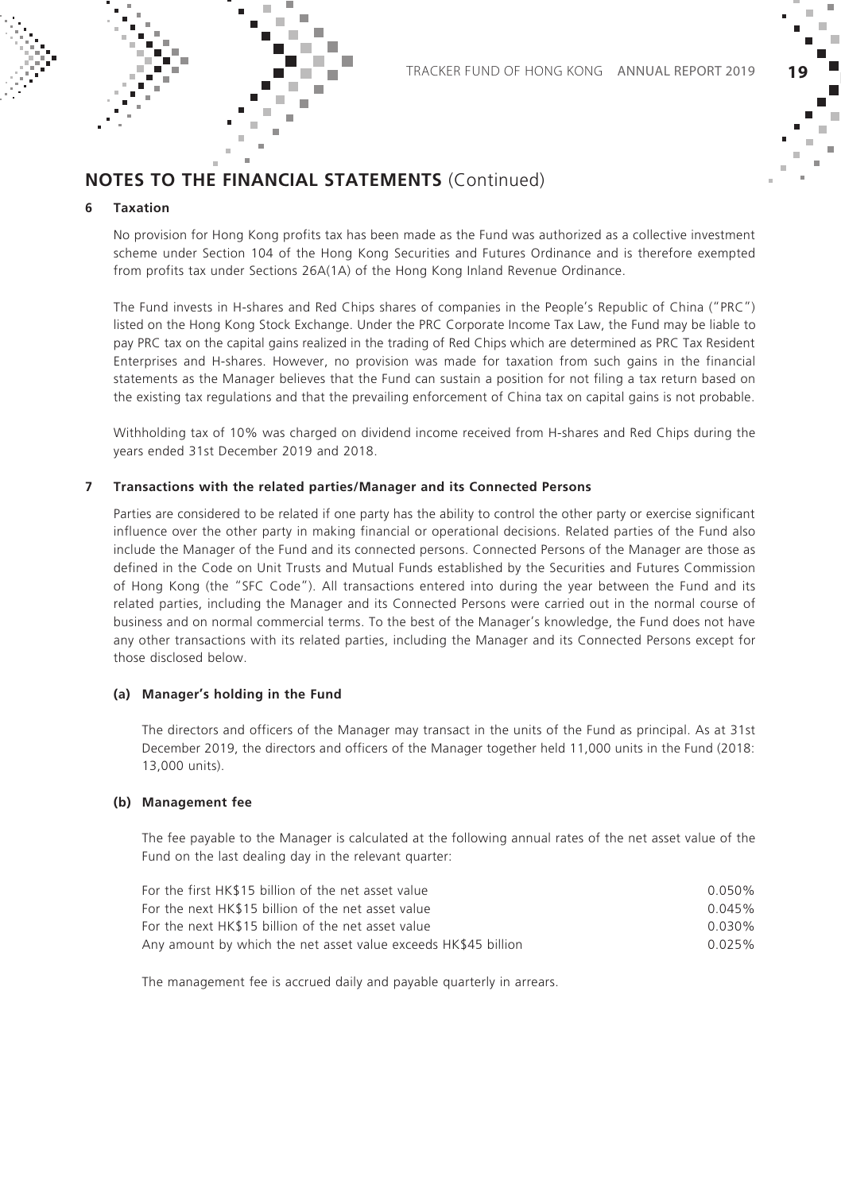## NOTES TO THE FINANCIAL STATEMENTS (Continued)

### 6 Taxation

No provision for Hong Kong profits tax has been made as the Fund was authorized as a collective investment scheme under Section 104 of the Hong Kong Securities and Futures Ordinance and is therefore exempted from profits tax under Sections 26A(1A) of the Hong Kong Inland Revenue Ordinance.

The Fund invests in H-shares and Red Chips shares of companies in the People's Republic of China ("PRC") listed on the Hong Kong Stock Exchange. Under the PRC Corporate Income Tax Law, the Fund may be liable to pay PRC tax on the capital gains realized in the trading of Red Chips which are determined as PRC Tax Resident Enterprises and H-shares. However, no provision was made for taxation from such gains in the financial statements as the Manager believes that the Fund can sustain a position for not filing a tax return based on the existing tax regulations and that the prevailing enforcement of China tax on capital gains is not probable.

Withholding tax of 10% was charged on dividend income received from H-shares and Red Chips during the years ended 31st December 2019 and 2018.

### 7 Transactions with the related parties/Manager and its Connected Persons

Parties are considered to be related if one party has the ability to control the other party or exercise significant influence over the other party in making financial or operational decisions. Related parties of the Fund also include the Manager of the Fund and its connected persons. Connected Persons of the Manager are those as defined in the Code on Unit Trusts and Mutual Funds established by the Securities and Futures Commission of Hong Kong (the "SFC Code"). All transactions entered into during the year between the Fund and its related parties, including the Manager and its Connected Persons were carried out in the normal course of business and on normal commercial terms. To the best of the Manager's knowledge, the Fund does not have any other transactions with its related parties, including the Manager and its Connected Persons except for those disclosed below.

#### (a) Manager's holding in the Fund

The directors and officers of the Manager may transact in the units of the Fund as principal. As at 31st December 2019, the directors and officers of the Manager together held 11,000 units in the Fund (2018: 13,000 units).

#### (b) Management fee

The fee payable to the Manager is calculated at the following annual rates of the net asset value of the Fund on the last dealing day in the relevant quarter:

| | |
|---|---|
| For the first HK$15 billion of the net asset value | 0.050% |
| For the next HK$15 billion of the net asset value | 0.045% |
| For the next HK$15 billion of the net asset value | 0.030% |
| Any amount by which the net asset value exceeds HK$45 billion | 0.025% |

The management fee is accrued daily and payable quarterly in arrears.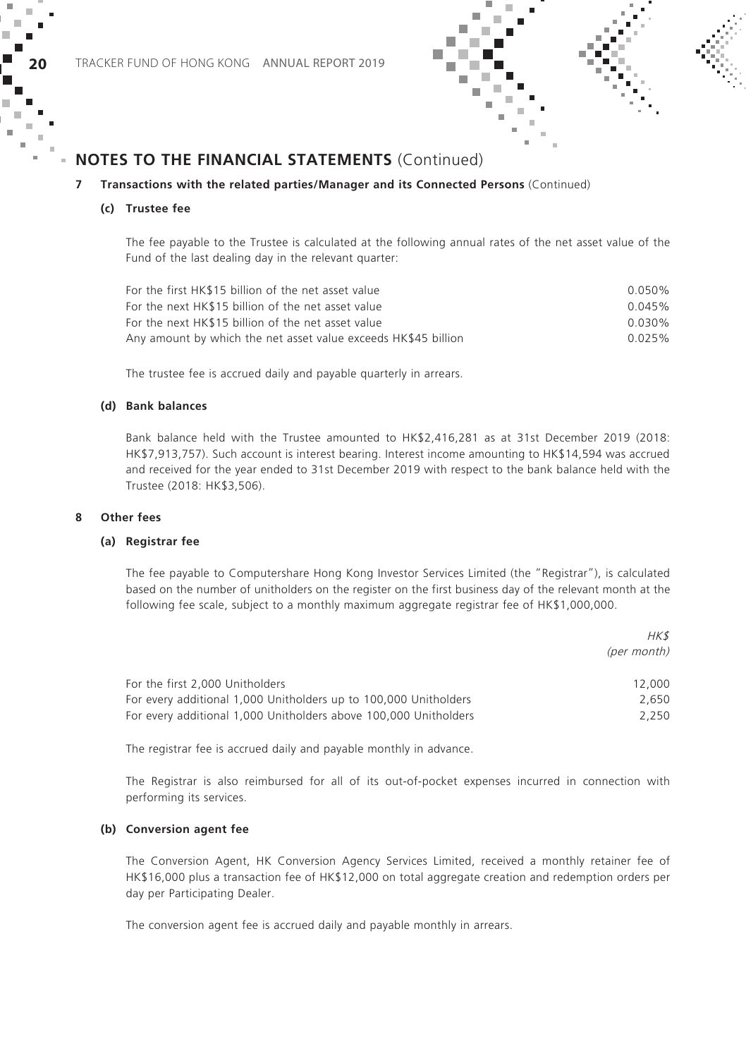## NOTES TO THE FINANCIAL STATEMENTS (Continued)

### 7 Transactions with the related parties/Manager and its Connected Persons (Continued)

#### (c) Trustee fee

The fee payable to the Trustee is calculated at the following annual rates of the net asset value of the Fund of the last dealing day in the relevant quarter:

| | |
|---|---|
| For the first HK$15 billion of the net asset value | 0.050% |
| For the next HK$15 billion of the net asset value | 0.045% |
| For the next HK$15 billion of the net asset value | 0.030% |
| Any amount by which the net asset value exceeds HK$45 billion | 0.025% |

The trustee fee is accrued daily and payable quarterly in arrears.

#### (d) Bank balances

Bank balance held with the Trustee amounted to HK$2,416,281 as at 31st December 2019 (2018: HK$7,913,757). Such account is interest bearing. Interest income amounting to HK$14,594 was accrued and received for the year ended to 31st December 2019 with respect to the bank balance held with the Trustee (2018: HK$3,506).

### 8 Other fees

#### (a) Registrar fee

The fee payable to Computershare Hong Kong Investor Services Limited (the "Registrar"), is calculated based on the number of unitholders on the register on the first business day of the relevant month at the following fee scale, subject to a monthly maximum aggregate registrar fee of HK$1,000,000.

| | *HK$* *(per month)* |
|---|---|
| For the first 2,000 Unitholders | 12,000 |
| For every additional 1,000 Unitholders up to 100,000 Unitholders | 2,650 |
| For every additional 1,000 Unitholders above 100,000 Unitholders | 2,250 |

The registrar fee is accrued daily and payable monthly in advance.

The Registrar is also reimbursed for all of its out-of-pocket expenses incurred in connection with performing its services.

#### (b) Conversion agent fee

The Conversion Agent, HK Conversion Agency Services Limited, received a monthly retainer fee of HK$16,000 plus a transaction fee of HK$12,000 on total aggregate creation and redemption orders per day per Participating Dealer.

The conversion agent fee is accrued daily and payable monthly in arrears.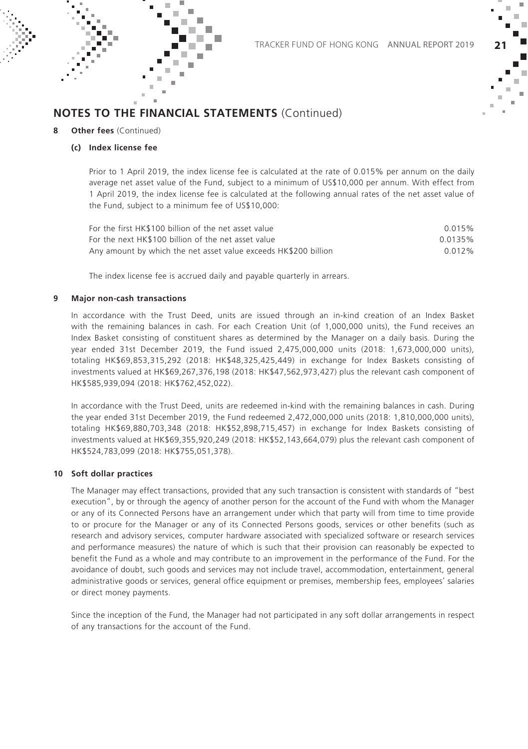## NOTES TO THE FINANCIAL STATEMENTS (Continued)

**8 Other fees** (Continued)

**(c) Index license fee**

Prior to 1 April 2019, the index license fee is calculated at the rate of 0.015% per annum on the daily average net asset value of the Fund, subject to a minimum of US$10,000 per annum. With effect from 1 April 2019, the index license fee is calculated at the following annual rates of the net asset value of the Fund, subject to a minimum fee of US$10,000:

| | |
|---|---|
| For the first HK$100 billion of the net asset value | 0.015% |
| For the next HK$100 billion of the net asset value | 0.0135% |
| Any amount by which the net asset value exceeds HK$200 billion | 0.012% |

The index license fee is accrued daily and payable quarterly in arrears.

**9 Major non-cash transactions**

In accordance with the Trust Deed, units are issued through an in-kind creation of an Index Basket with the remaining balances in cash. For each Creation Unit (of 1,000,000 units), the Fund receives an Index Basket consisting of constituent shares as determined by the Manager on a daily basis. During the year ended 31st December 2019, the Fund issued 2,475,000,000 units (2018: 1,673,000,000 units), totaling HK$69,853,315,292 (2018: HK$48,325,425,449) in exchange for Index Baskets consisting of investments valued at HK$69,267,376,198 (2018: HK$47,562,973,427) plus the relevant cash component of HK$585,939,094 (2018: HK$762,452,022).

In accordance with the Trust Deed, units are redeemed in-kind with the remaining balances in cash. During the year ended 31st December 2019, the Fund redeemed 2,472,000,000 units (2018: 1,810,000,000 units), totaling HK$69,880,703,348 (2018: HK$52,898,715,457) in exchange for Index Baskets consisting of investments valued at HK$69,355,920,249 (2018: HK$52,143,664,079) plus the relevant cash component of HK$524,783,099 (2018: HK$755,051,378).

**10 Soft dollar practices**

The Manager may effect transactions, provided that any such transaction is consistent with standards of "best execution", by or through the agency of another person for the account of the Fund with whom the Manager or any of its Connected Persons have an arrangement under which that party will from time to time provide to or procure for the Manager or any of its Connected Persons goods, services or other benefits (such as research and advisory services, computer hardware associated with specialized software or research services and performance measures) the nature of which is such that their provision can reasonably be expected to benefit the Fund as a whole and may contribute to an improvement in the performance of the Fund. For the avoidance of doubt, such goods and services may not include travel, accommodation, entertainment, general administrative goods or services, general office equipment or premises, membership fees, employees' salaries or direct money payments.

Since the inception of the Fund, the Manager had not participated in any soft dollar arrangements in respect of any transactions for the account of the Fund.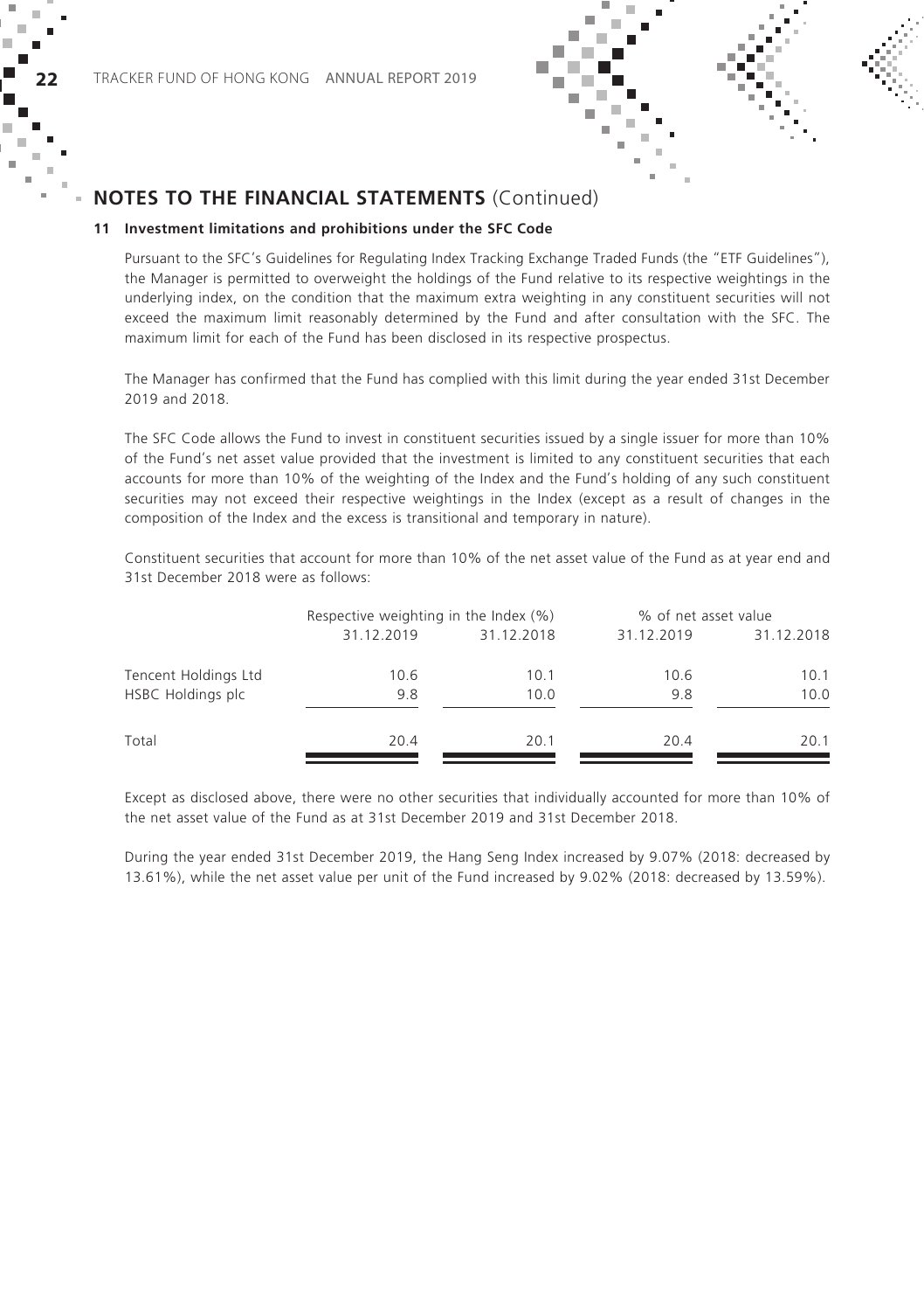## NOTES TO THE FINANCIAL STATEMENTS (Continued)

### 11 Investment limitations and prohibitions under the SFC Code

Pursuant to the SFC's Guidelines for Regulating Index Tracking Exchange Traded Funds (the "ETF Guidelines"), the Manager is permitted to overweight the holdings of the Fund relative to its respective weightings in the underlying index, on the condition that the maximum extra weighting in any constituent securities will not exceed the maximum limit reasonably determined by the Fund and after consultation with the SFC. The maximum limit for each of the Fund has been disclosed in its respective prospectus.

The Manager has confirmed that the Fund has complied with this limit during the year ended 31st December 2019 and 2018.

The SFC Code allows the Fund to invest in constituent securities issued by a single issuer for more than 10% of the Fund's net asset value provided that the investment is limited to any constituent securities that each accounts for more than 10% of the weighting of the Index and the Fund's holding of any such constituent securities may not exceed their respective weightings in the Index (except as a result of changes in the composition of the Index and the excess is transitional and temporary in nature).

Constituent securities that account for more than 10% of the net asset value of the Fund as at year end and 31st December 2018 were as follows:

| | Respective weighting in the Index (%) | | % of net asset value | |
|---|---|---|---|---|
| | 31.12.2019 | 31.12.2018 | 31.12.2019 | 31.12.2018 |
| Tencent Holdings Ltd | 10.6 | 10.1 | 10.6 | 10.1 |
| HSBC Holdings plc | 9.8 | 10.0 | 9.8 | 10.0 |
| Total | 20.4 | 20.1 | 20.4 | 20.1 |

Except as disclosed above, there were no other securities that individually accounted for more than 10% of the net asset value of the Fund as at 31st December 2019 and 31st December 2018.

During the year ended 31st December 2019, the Hang Seng Index increased by 9.07% (2018: decreased by 13.61%), while the net asset value per unit of the Fund increased by 9.02% (2018: decreased by 13.59%).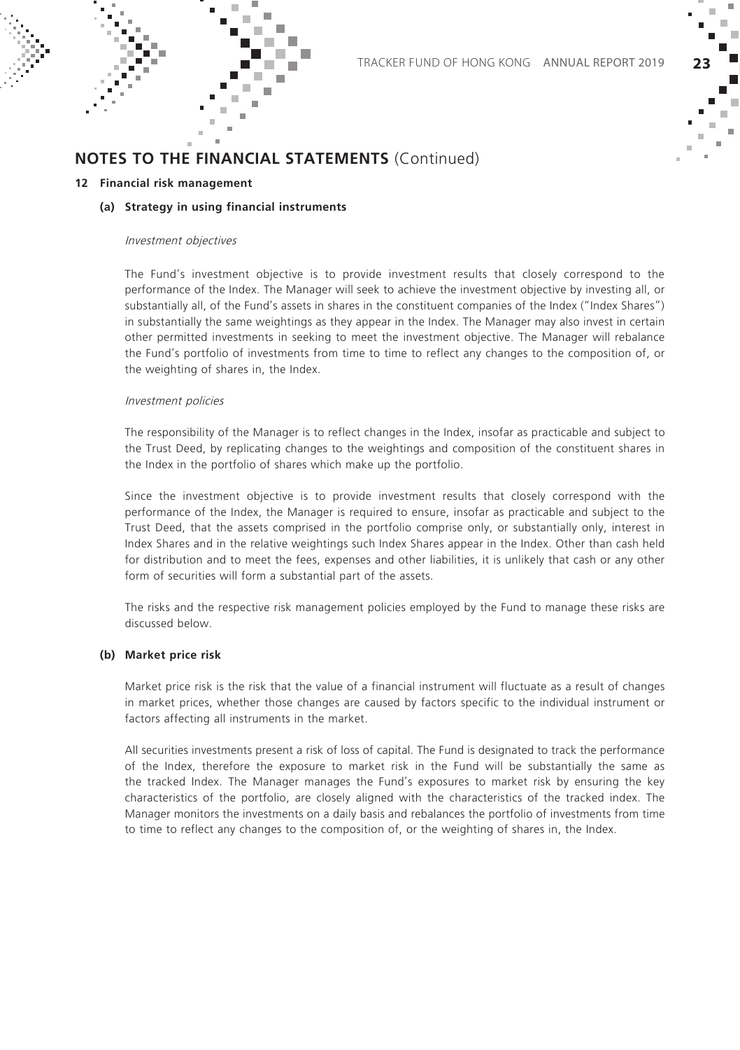## NOTES TO THE FINANCIAL STATEMENTS (Continued)

### 12 Financial risk management

#### (a) Strategy in using financial instruments

*Investment objectives*

The Fund's investment objective is to provide investment results that closely correspond to the performance of the Index. The Manager will seek to achieve the investment objective by investing all, or substantially all, of the Fund's assets in shares in the constituent companies of the Index ("Index Shares") in substantially the same weightings as they appear in the Index. The Manager may also invest in certain other permitted investments in seeking to meet the investment objective. The Manager will rebalance the Fund's portfolio of investments from time to time to reflect any changes to the composition of, or the weighting of shares in, the Index.

*Investment policies*

The responsibility of the Manager is to reflect changes in the Index, insofar as practicable and subject to the Trust Deed, by replicating changes to the weightings and composition of the constituent shares in the Index in the portfolio of shares which make up the portfolio.

Since the investment objective is to provide investment results that closely correspond with the performance of the Index, the Manager is required to ensure, insofar as practicable and subject to the Trust Deed, that the assets comprised in the portfolio comprise only, or substantially only, interest in Index Shares and in the relative weightings such Index Shares appear in the Index. Other than cash held for distribution and to meet the fees, expenses and other liabilities, it is unlikely that cash or any other form of securities will form a substantial part of the assets.

The risks and the respective risk management policies employed by the Fund to manage these risks are discussed below.

#### (b) Market price risk

Market price risk is the risk that the value of a financial instrument will fluctuate as a result of changes in market prices, whether those changes are caused by factors specific to the individual instrument or factors affecting all instruments in the market.

All securities investments present a risk of loss of capital. The Fund is designated to track the performance of the Index, therefore the exposure to market risk in the Fund will be substantially the same as the tracked Index. The Manager manages the Fund's exposures to market risk by ensuring the key characteristics of the portfolio, are closely aligned with the characteristics of the tracked index. The Manager monitors the investments on a daily basis and rebalances the portfolio of investments from time to time to reflect any changes to the composition of, or the weighting of shares in, the Index.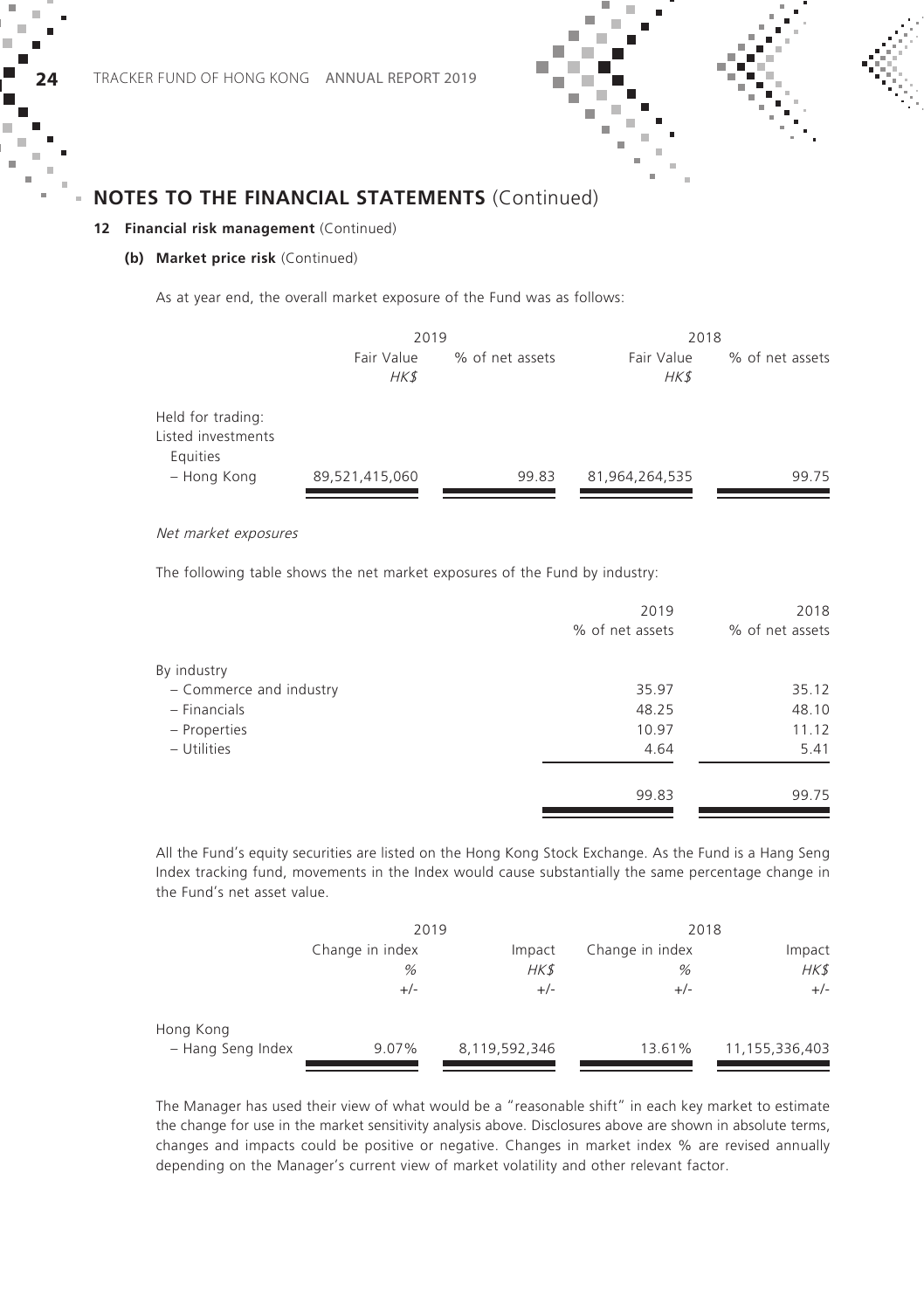## NOTES TO THE FINANCIAL STATEMENTS (Continued)

### 12 Financial risk management (Continued)

#### (b) Market price risk (Continued)

As at year end, the overall market exposure of the Fund was as follows:

| | 2019 | | 2018 | |
|---|---|---|---|---|
| | Fair Value *HK$* | % of net assets | Fair Value *HK$* | % of net assets |
| Held for trading: | | | | |
| Listed investments | | | | |
| Equities | | | | |
| – Hong Kong | 89,521,415,060 | 99.83 | 81,964,264,535 | 99.75 |

*Net market exposures*

The following table shows the net market exposures of the Fund by industry:

| | 2019 % of net assets | 2018 % of net assets |
|---|---|---|
| By industry | | |
| – Commerce and industry | 35.97 | 35.12 |
| – Financials | 48.25 | 48.10 |
| – Properties | 10.97 | 11.12 |
| – Utilities | 4.64 | 5.41 |
| | 99.83 | 99.75 |

All the Fund's equity securities are listed on the Hong Kong Stock Exchange. As the Fund is a Hang Seng Index tracking fund, movements in the Index would cause substantially the same percentage change in the Fund's net asset value.

| | 2019 | | 2018 | |
|---|---|---|---|---|
| | Change in index % +/- | Impact *HK$* +/- | Change in index % +/- | Impact *HK$* +/- |
| Hong Kong | | | | |
| – Hang Seng Index | 9.07% | 8,119,592,346 | 13.61% | 11,155,336,403 |

The Manager has used their view of what would be a "reasonable shift" in each key market to estimate the change for use in the market sensitivity analysis above. Disclosures above are shown in absolute terms, changes and impacts could be positive or negative. Changes in market index % are revised annually depending on the Manager's current view of market volatility and other relevant factor.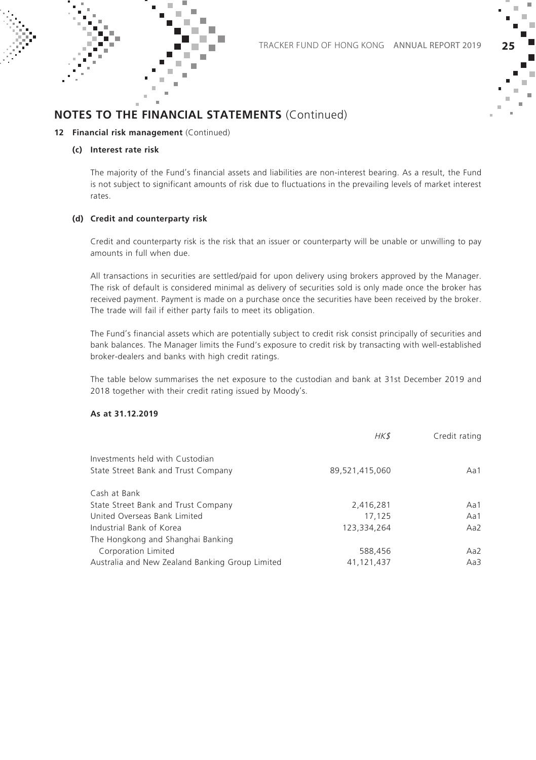# NOTES TO THE FINANCIAL STATEMENTS (Continued)

**12 Financial risk management** (Continued)

**(c) Interest rate risk**

The majority of the Fund's financial assets and liabilities are non-interest bearing. As a result, the Fund is not subject to significant amounts of risk due to fluctuations in the prevailing levels of market interest rates.

**(d) Credit and counterparty risk**

Credit and counterparty risk is the risk that an issuer or counterparty will be unable or unwilling to pay amounts in full when due.

All transactions in securities are settled/paid for upon delivery using brokers approved by the Manager. The risk of default is considered minimal as delivery of securities sold is only made once the broker has received payment. Payment is made on a purchase once the securities have been received by the broker. The trade will fail if either party fails to meet its obligation.

The Fund's financial assets which are potentially subject to credit risk consist principally of securities and bank balances. The Manager limits the Fund's exposure to credit risk by transacting with well-established broker-dealers and banks with high credit ratings.

The table below summarises the net exposure to the custodian and bank at 31st December 2019 and 2018 together with their credit rating issued by Moody's.

**As at 31.12.2019**

| | *HK$* | Credit rating |
|---|---|---|
| Investments held with Custodian | | |
| State Street Bank and Trust Company | 89,521,415,060 | Aa1 |
| Cash at Bank | | |
| State Street Bank and Trust Company | 2,416,281 | Aa1 |
| United Overseas Bank Limited | 17,125 | Aa1 |
| Industrial Bank of Korea | 123,334,264 | Aa2 |
| The Hongkong and Shanghai Banking Corporation Limited | 588,456 | Aa2 |
| Australia and New Zealand Banking Group Limited | 41,121,437 | Aa3 |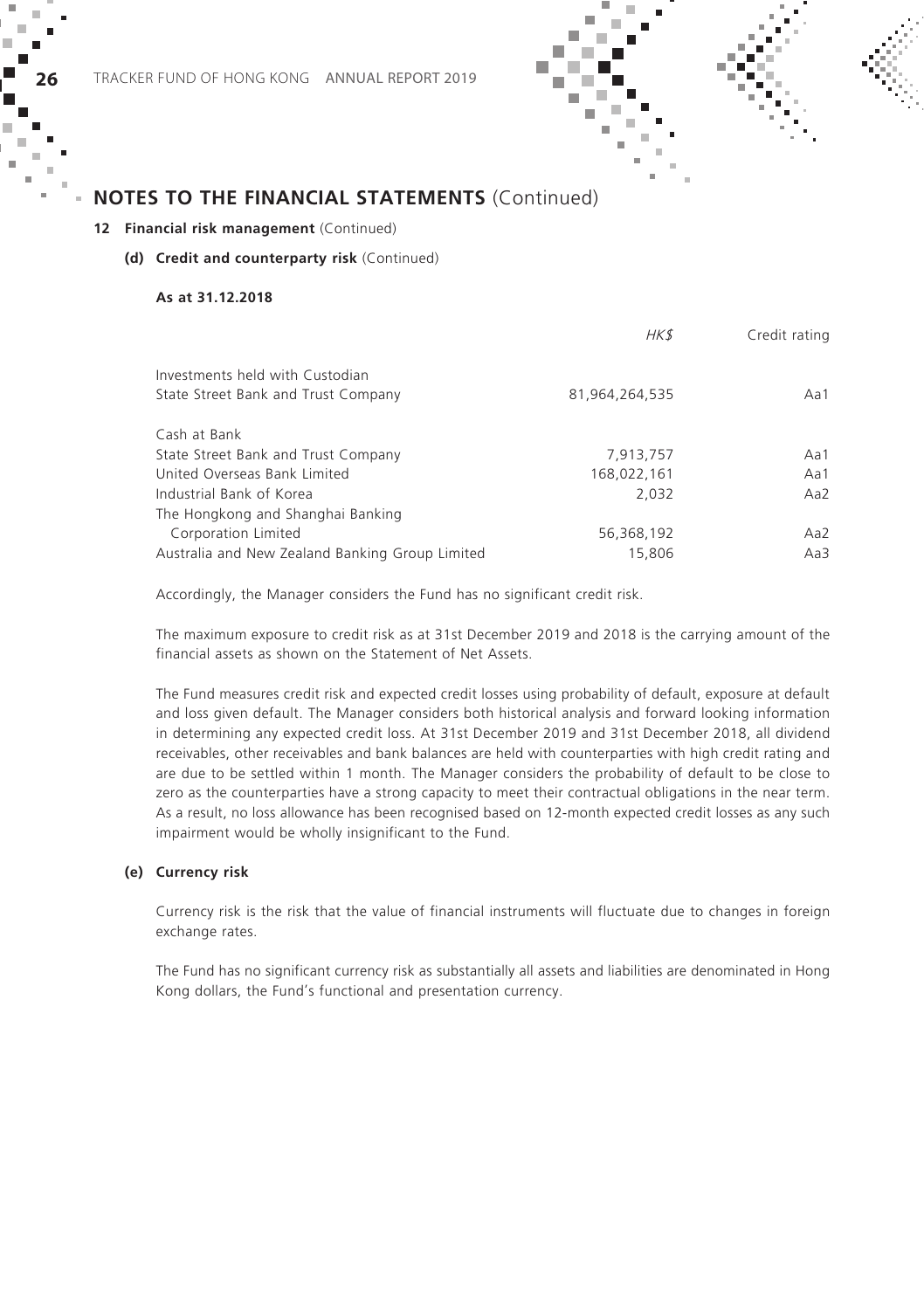## NOTES TO THE FINANCIAL STATEMENTS (Continued)

**12 Financial risk management** (Continued)

**(d) Credit and counterparty risk** (Continued)

**As at 31.12.2018**

| | *HK$* | Credit rating |
|---|---|---|
| Investments held with Custodian | | |
| State Street Bank and Trust Company | 81,964,264,535 | Aa1 |
| Cash at Bank | | |
| State Street Bank and Trust Company | 7,913,757 | Aa1 |
| United Overseas Bank Limited | 168,022,161 | Aa1 |
| Industrial Bank of Korea | 2,032 | Aa2 |
| The Hongkong and Shanghai Banking Corporation Limited | 56,368,192 | Aa2 |
| Australia and New Zealand Banking Group Limited | 15,806 | Aa3 |

Accordingly, the Manager considers the Fund has no significant credit risk.

The maximum exposure to credit risk as at 31st December 2019 and 2018 is the carrying amount of the financial assets as shown on the Statement of Net Assets.

The Fund measures credit risk and expected credit losses using probability of default, exposure at default and loss given default. The Manager considers both historical analysis and forward looking information in determining any expected credit loss. At 31st December 2019 and 31st December 2018, all dividend receivables, other receivables and bank balances are held with counterparties with high credit rating and are due to be settled within 1 month. The Manager considers the probability of default to be close to zero as the counterparties have a strong capacity to meet their contractual obligations in the near term. As a result, no loss allowance has been recognised based on 12-month expected credit losses as any such impairment would be wholly insignificant to the Fund.

**(e) Currency risk**

Currency risk is the risk that the value of financial instruments will fluctuate due to changes in foreign exchange rates.

The Fund has no significant currency risk as substantially all assets and liabilities are denominated in Hong Kong dollars, the Fund's functional and presentation currency.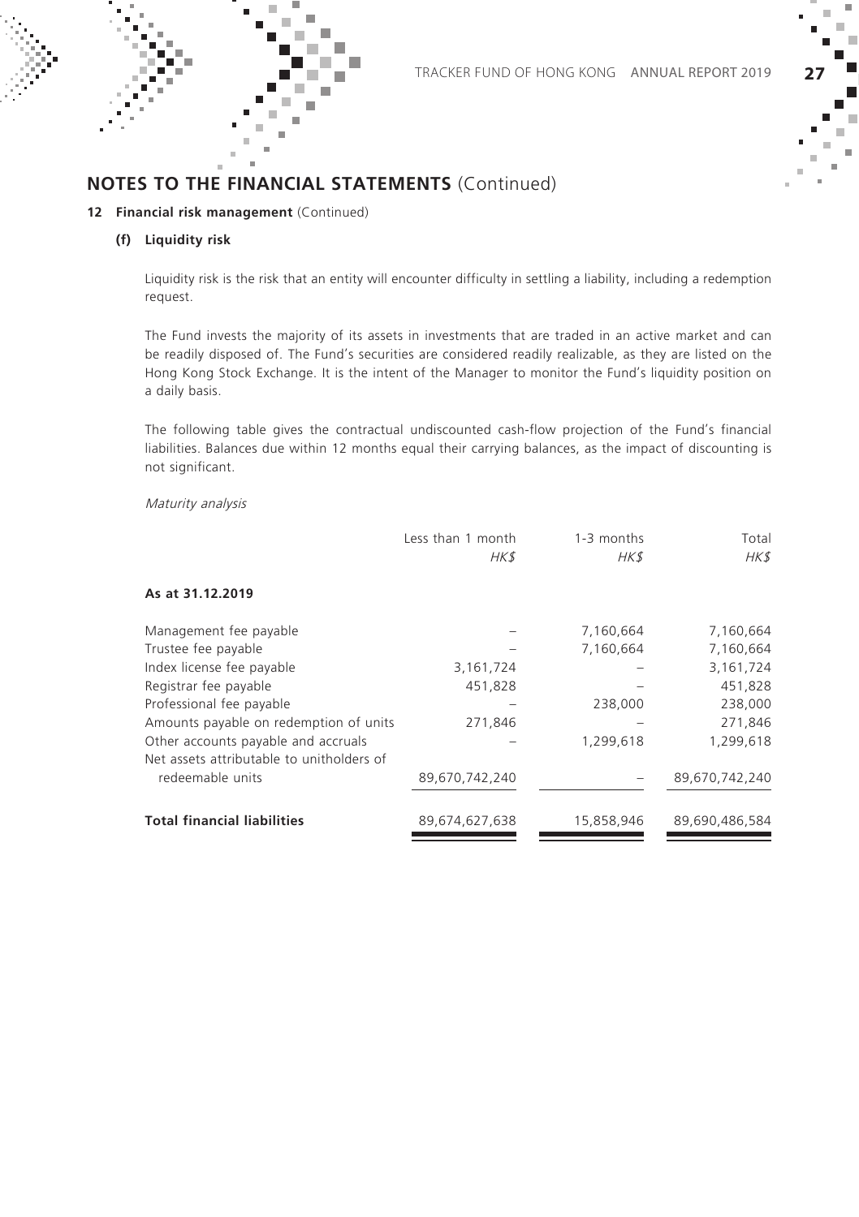## NOTES TO THE FINANCIAL STATEMENTS (Continued)

### 12 Financial risk management (Continued)

#### (f) Liquidity risk

Liquidity risk is the risk that an entity will encounter difficulty in settling a liability, including a redemption request.

The Fund invests the majority of its assets in investments that are traded in an active market and can be readily disposed of. The Fund's securities are considered readily realizable, as they are listed on the Hong Kong Stock Exchange. It is the intent of the Manager to monitor the Fund's liquidity position on a daily basis.

The following table gives the contractual undiscounted cash-flow projection of the Fund's financial liabilities. Balances due within 12 months equal their carrying balances, as the impact of discounting is not significant.

*Maturity analysis*

| | Less than 1 month *HK$* | 1-3 months *HK$* | Total *HK$* |
|---|---|---|---|
| **As at 31.12.2019** | | | |
| Management fee payable | – | 7,160,664 | 7,160,664 |
| Trustee fee payable | – | 7,160,664 | 7,160,664 |
| Index license fee payable | 3,161,724 | – | 3,161,724 |
| Registrar fee payable | 451,828 | – | 451,828 |
| Professional fee payable | – | 238,000 | 238,000 |
| Amounts payable on redemption of units | 271,846 | – | 271,846 |
| Other accounts payable and accruals | – | 1,299,618 | 1,299,618 |
| Net assets attributable to unitholders of redeemable units | 89,670,742,240 | – | 89,670,742,240 |
| **Total financial liabilities** | 89,674,627,638 | 15,858,946 | 89,690,486,584 |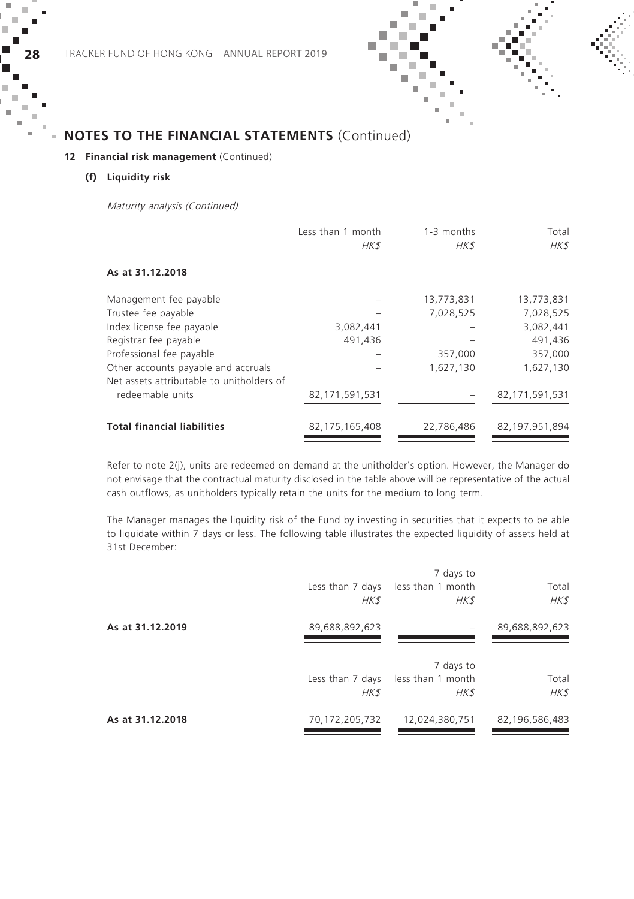## NOTES TO THE FINANCIAL STATEMENTS (Continued)

### 12 Financial risk management (Continued)

#### (f) Liquidity risk

*Maturity analysis (Continued)*

| | Less than 1 month<br>*HK$* | 1-3 months<br>*HK$* | Total<br>*HK$* |
|---|---|---|---|
| **As at 31.12.2018** | | | |
| Management fee payable | – | 13,773,831 | 13,773,831 |
| Trustee fee payable | – | 7,028,525 | 7,028,525 |
| Index license fee payable | 3,082,441 | – | 3,082,441 |
| Registrar fee payable | 491,436 | – | 491,436 |
| Professional fee payable | – | 357,000 | 357,000 |
| Other accounts payable and accruals | – | 1,627,130 | 1,627,130 |
| Net assets attributable to unitholders of redeemable units | 82,171,591,531 | – | 82,171,591,531 |
| **Total financial liabilities** | 82,175,165,408 | 22,786,486 | 82,197,951,894 |

Refer to note 2(j), units are redeemed on demand at the unitholder's option. However, the Manager do not envisage that the contractual maturity disclosed in the table above will be representative of the actual cash outflows, as unitholders typically retain the units for the medium to long term.

The Manager manages the liquidity risk of the Fund by investing in securities that it expects to be able to liquidate within 7 days or less. The following table illustrates the expected liquidity of assets held at 31st December:

| | Less than 7 days<br>*HK$* | 7 days to less than 1 month<br>*HK$* | Total<br>*HK$* |
|---|---|---|---|
| **As at 31.12.2019** | 89,688,892,623 | – | 89,688,892,623 |

| | Less than 7 days<br>*HK$* | 7 days to less than 1 month<br>*HK$* | Total<br>*HK$* |
|---|---|---|---|
| **As at 31.12.2018** | 70,172,205,732 | 12,024,380,751 | 82,196,586,483 |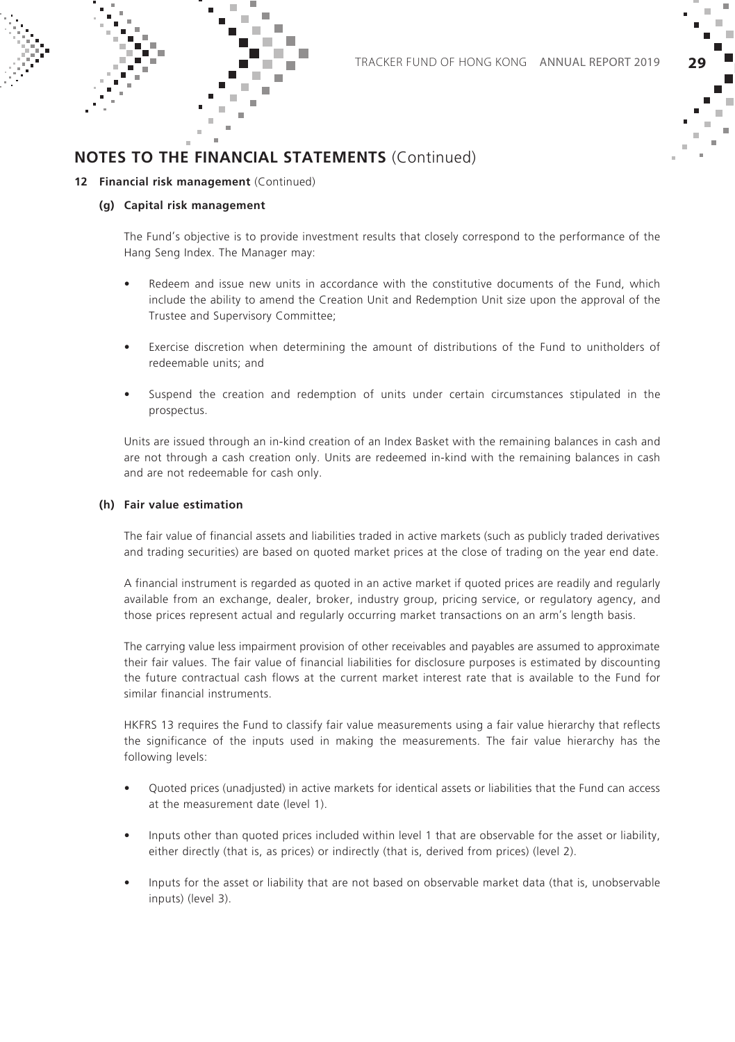## NOTES TO THE FINANCIAL STATEMENTS (Continued)

### 12 Financial risk management (Continued)

#### (g) Capital risk management

The Fund's objective is to provide investment results that closely correspond to the performance of the Hang Seng Index. The Manager may:

- Redeem and issue new units in accordance with the constitutive documents of the Fund, which include the ability to amend the Creation Unit and Redemption Unit size upon the approval of the Trustee and Supervisory Committee;
- Exercise discretion when determining the amount of distributions of the Fund to unitholders of redeemable units; and
- Suspend the creation and redemption of units under certain circumstances stipulated in the prospectus.

Units are issued through an in-kind creation of an Index Basket with the remaining balances in cash and are not through a cash creation only. Units are redeemed in-kind with the remaining balances in cash and are not redeemable for cash only.

#### (h) Fair value estimation

The fair value of financial assets and liabilities traded in active markets (such as publicly traded derivatives and trading securities) are based on quoted market prices at the close of trading on the year end date.

A financial instrument is regarded as quoted in an active market if quoted prices are readily and regularly available from an exchange, dealer, broker, industry group, pricing service, or regulatory agency, and those prices represent actual and regularly occurring market transactions on an arm's length basis.

The carrying value less impairment provision of other receivables and payables are assumed to approximate their fair values. The fair value of financial liabilities for disclosure purposes is estimated by discounting the future contractual cash flows at the current market interest rate that is available to the Fund for similar financial instruments.

HKFRS 13 requires the Fund to classify fair value measurements using a fair value hierarchy that reflects the significance of the inputs used in making the measurements. The fair value hierarchy has the following levels:

- Quoted prices (unadjusted) in active markets for identical assets or liabilities that the Fund can access at the measurement date (level 1).
- Inputs other than quoted prices included within level 1 that are observable for the asset or liability, either directly (that is, as prices) or indirectly (that is, derived from prices) (level 2).
- Inputs for the asset or liability that are not based on observable market data (that is, unobservable inputs) (level 3).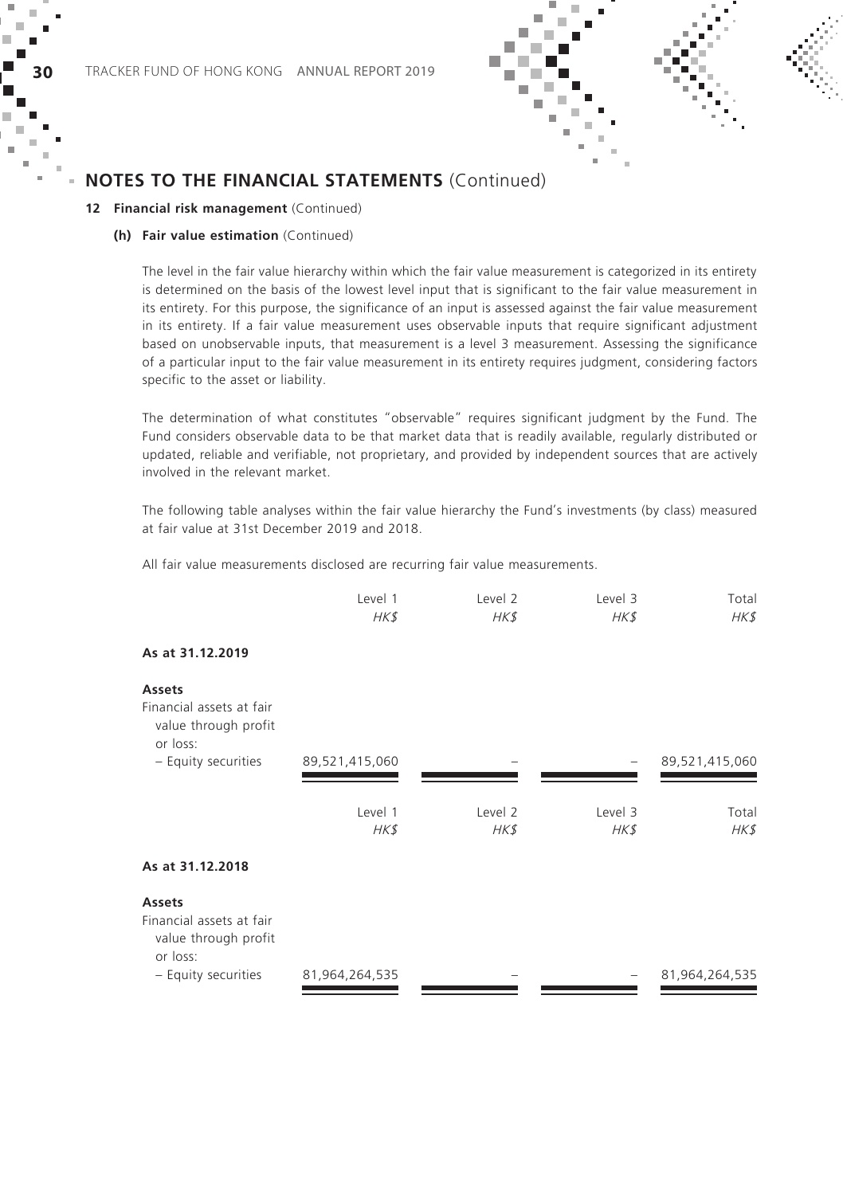## NOTES TO THE FINANCIAL STATEMENTS (Continued)

### 12 Financial risk management (Continued)

#### (h) Fair value estimation (Continued)

The level in the fair value hierarchy within which the fair value measurement is categorized in its entirety is determined on the basis of the lowest level input that is significant to the fair value measurement in its entirety. For this purpose, the significance of an input is assessed against the fair value measurement in its entirety. If a fair value measurement uses observable inputs that require significant adjustment based on unobservable inputs, that measurement is a level 3 measurement. Assessing the significance of a particular input to the fair value measurement in its entirety requires judgment, considering factors specific to the asset or liability.

The determination of what constitutes "observable" requires significant judgment by the Fund. The Fund considers observable data to be that market data that is readily available, regularly distributed or updated, reliable and verifiable, not proprietary, and provided by independent sources that are actively involved in the relevant market.

The following table analyses within the fair value hierarchy the Fund's investments (by class) measured at fair value at 31st December 2019 and 2018.

All fair value measurements disclosed are recurring fair value measurements.

| | Level 1<br>*HK$* | Level 2<br>*HK$* | Level 3<br>*HK$* | Total<br>*HK$* |
|---|---|---|---|---|
| **As at 31.12.2019** | | | | |
| **Assets** | | | | |
| Financial assets at fair value through profit or loss: | | | | |
| – Equity securities | 89,521,415,060 | – | – | 89,521,415,060 |

| | Level 1<br>*HK$* | Level 2<br>*HK$* | Level 3<br>*HK$* | Total<br>*HK$* |
|---|---|---|---|---|
| **As at 31.12.2018** | | | | |
| **Assets** | | | | |
| Financial assets at fair value through profit or loss: | | | | |
| – Equity securities | 81,964,264,535 | – | – | 81,964,264,535 |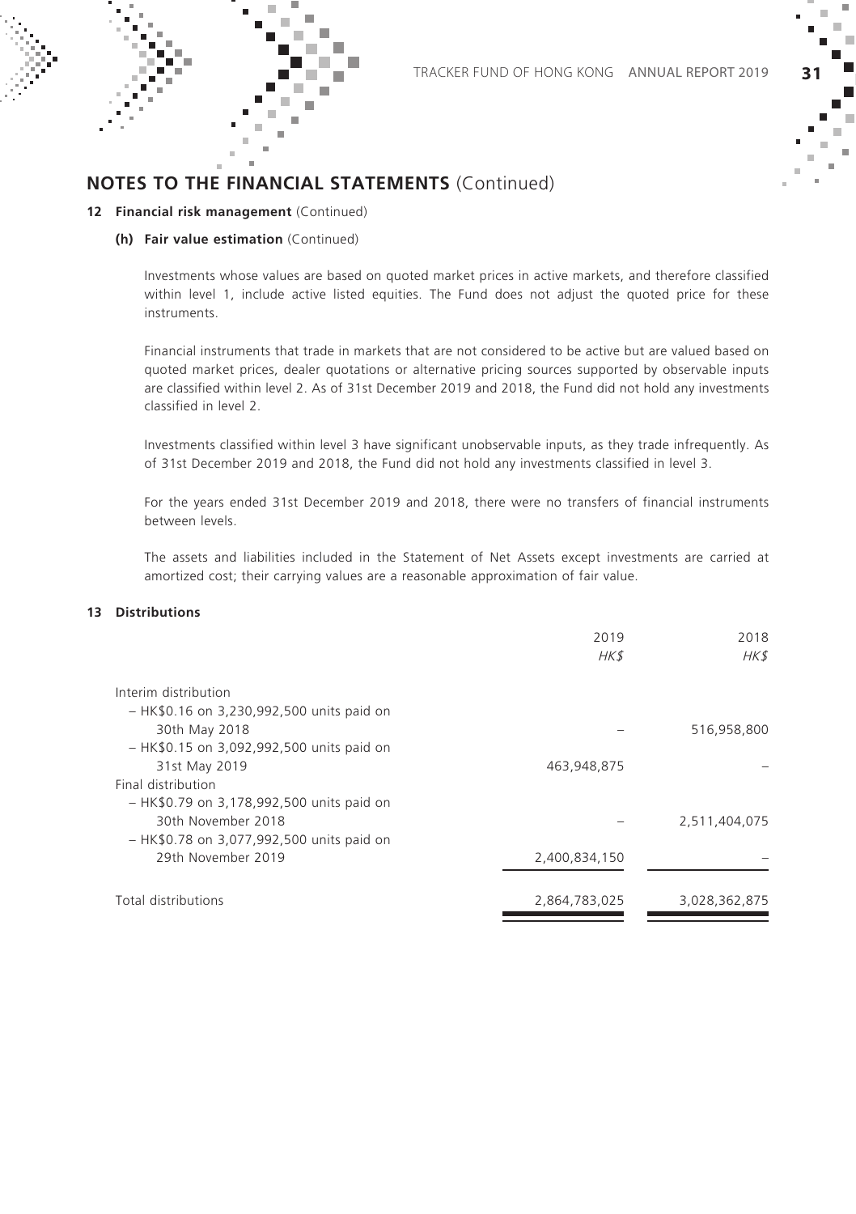## NOTES TO THE FINANCIAL STATEMENTS (Continued)

### 12 Financial risk management (Continued)

#### (h) Fair value estimation (Continued)

Investments whose values are based on quoted market prices in active markets, and therefore classified within level 1, include active listed equities. The Fund does not adjust the quoted price for these instruments.

Financial instruments that trade in markets that are not considered to be active but are valued based on quoted market prices, dealer quotations or alternative pricing sources supported by observable inputs are classified within level 2. As of 31st December 2019 and 2018, the Fund did not hold any investments classified in level 2.

Investments classified within level 3 have significant unobservable inputs, as they trade infrequently. As of 31st December 2019 and 2018, the Fund did not hold any investments classified in level 3.

For the years ended 31st December 2019 and 2018, there were no transfers of financial instruments between levels.

The assets and liabilities included in the Statement of Net Assets except investments are carried at amortized cost; their carrying values are a reasonable approximation of fair value.

### 13 Distributions

| | 2019 *HK$* | 2018 *HK$* |
|---|---|---|
| Interim distribution | | |
| – HK$0.16 on 3,230,992,500 units paid on 30th May 2018 | – | 516,958,800 |
| – HK$0.15 on 3,092,992,500 units paid on 31st May 2019 | 463,948,875 | – |
| Final distribution | | |
| – HK$0.79 on 3,178,992,500 units paid on 30th November 2018 | – | 2,511,404,075 |
| – HK$0.78 on 3,077,992,500 units paid on 29th November 2019 | 2,400,834,150 | – |
| Total distributions | 2,864,783,025 | 3,028,362,875 |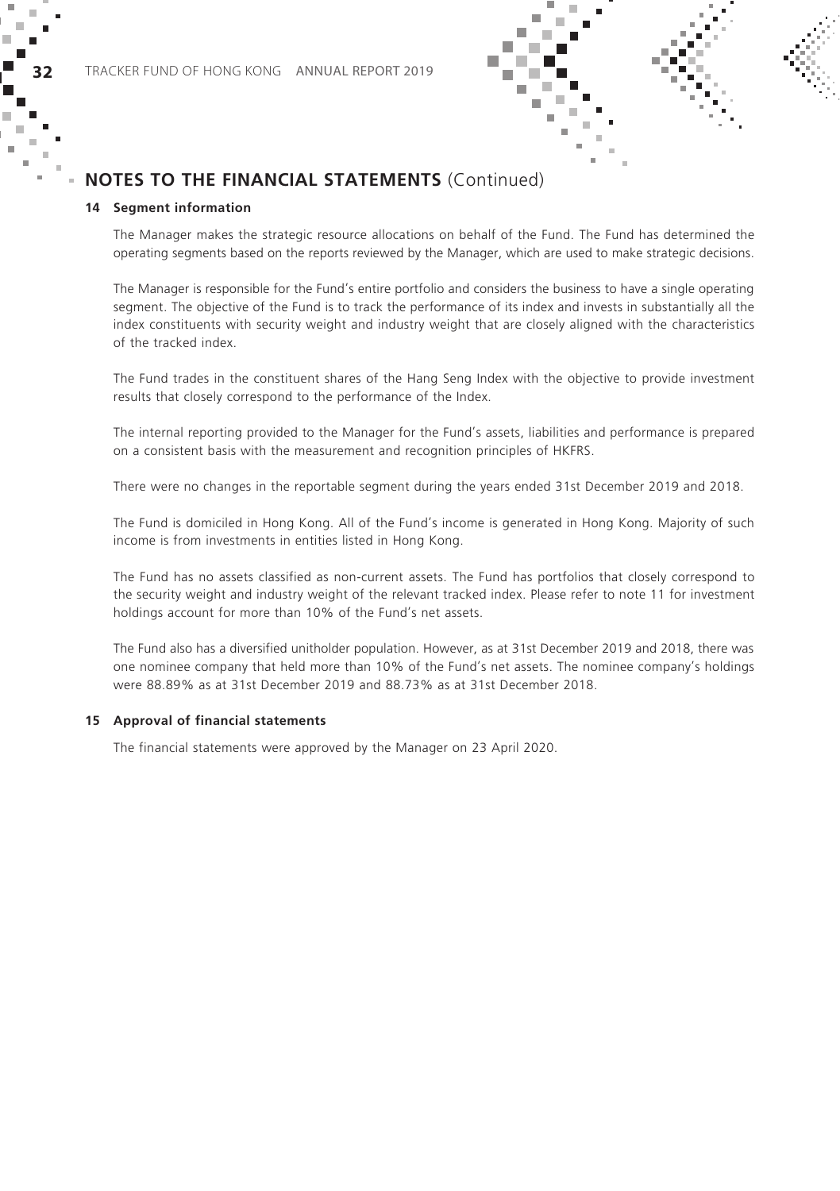## NOTES TO THE FINANCIAL STATEMENTS (Continued)

### 14 Segment information

The Manager makes the strategic resource allocations on behalf of the Fund. The Fund has determined the operating segments based on the reports reviewed by the Manager, which are used to make strategic decisions.

The Manager is responsible for the Fund's entire portfolio and considers the business to have a single operating segment. The objective of the Fund is to track the performance of its index and invests in substantially all the index constituents with security weight and industry weight that are closely aligned with the characteristics of the tracked index.

The Fund trades in the constituent shares of the Hang Seng Index with the objective to provide investment results that closely correspond to the performance of the Index.

The internal reporting provided to the Manager for the Fund's assets, liabilities and performance is prepared on a consistent basis with the measurement and recognition principles of HKFRS.

There were no changes in the reportable segment during the years ended 31st December 2019 and 2018.

The Fund is domiciled in Hong Kong. All of the Fund's income is generated in Hong Kong. Majority of such income is from investments in entities listed in Hong Kong.

The Fund has no assets classified as non-current assets. The Fund has portfolios that closely correspond to the security weight and industry weight of the relevant tracked index. Please refer to note 11 for investment holdings account for more than 10% of the Fund's net assets.

The Fund also has a diversified unitholder population. However, as at 31st December 2019 and 2018, there was one nominee company that held more than 10% of the Fund's net assets. The nominee company's holdings were 88.89% as at 31st December 2019 and 88.73% as at 31st December 2018.

### 15 Approval of financial statements

The financial statements were approved by the Manager on 23 April 2020.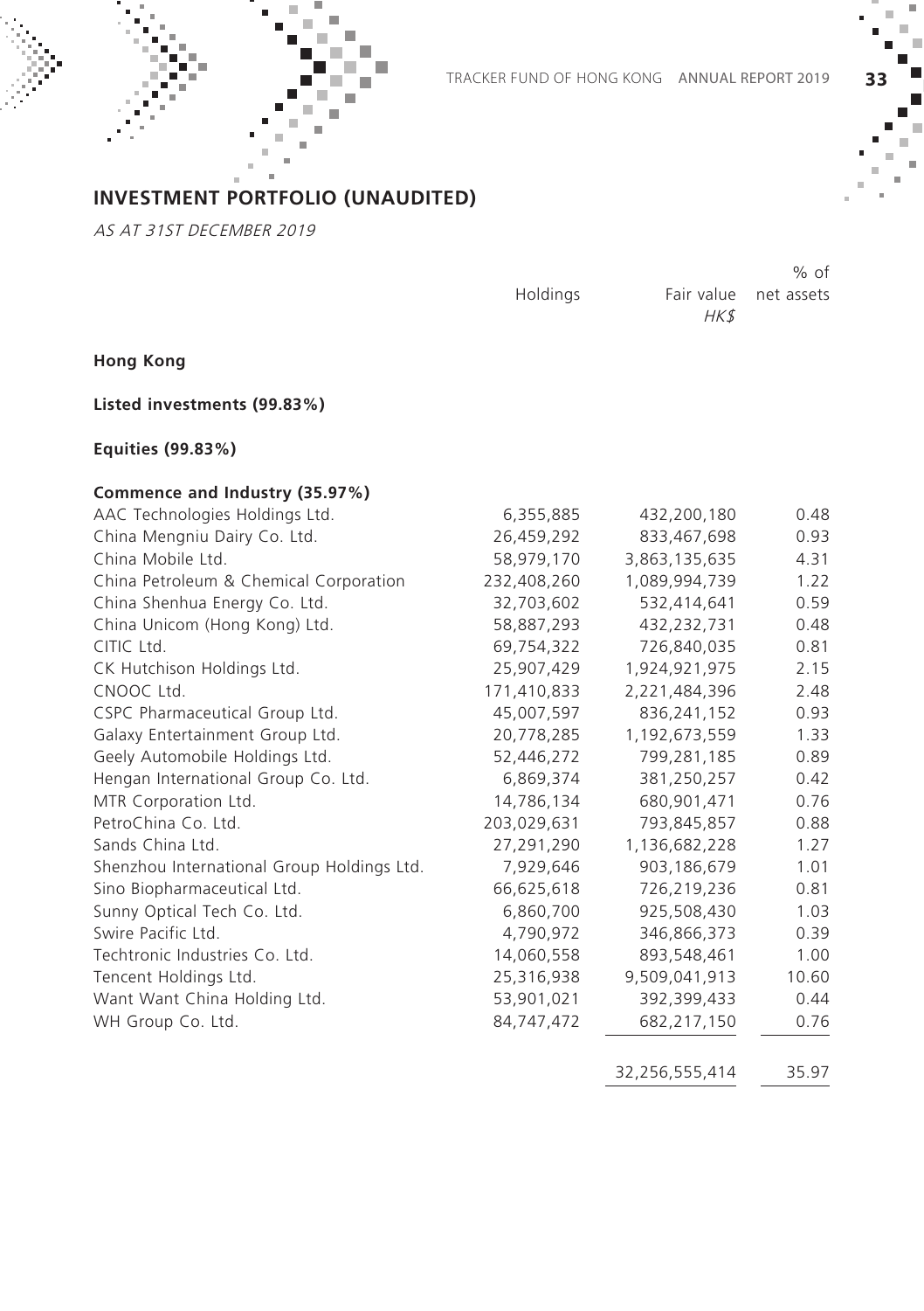## INVESTMENT PORTFOLIO (UNAUDITED)

*AS AT 31ST DECEMBER 2019*

| | Holdings | Fair value HK$ | % of net assets |
|---|---|---|---|
| **Hong Kong** | | | |
| **Listed investments (99.83%)** | | | |
| **Equities (99.83%)** | | | |
| **Commence and Industry (35.97%)** | | | |
| AAC Technologies Holdings Ltd. | 6,355,885 | 432,200,180 | 0.48 |
| China Mengniu Dairy Co. Ltd. | 26,459,292 | 833,467,698 | 0.93 |
| China Mobile Ltd. | 58,979,170 | 3,863,135,635 | 4.31 |
| China Petroleum & Chemical Corporation | 232,408,260 | 1,089,994,739 | 1.22 |
| China Shenhua Energy Co. Ltd. | 32,703,602 | 532,414,641 | 0.59 |
| China Unicom (Hong Kong) Ltd. | 58,887,293 | 432,232,731 | 0.48 |
| CITIC Ltd. | 69,754,322 | 726,840,035 | 0.81 |
| CK Hutchison Holdings Ltd. | 25,907,429 | 1,924,921,975 | 2.15 |
| CNOOC Ltd. | 171,410,833 | 2,221,484,396 | 2.48 |
| CSPC Pharmaceutical Group Ltd. | 45,007,597 | 836,241,152 | 0.93 |
| Galaxy Entertainment Group Ltd. | 20,778,285 | 1,192,673,559 | 1.33 |
| Geely Automobile Holdings Ltd. | 52,446,272 | 799,281,185 | 0.89 |
| Hengan International Group Co. Ltd. | 6,869,374 | 381,250,257 | 0.42 |
| MTR Corporation Ltd. | 14,786,134 | 680,901,471 | 0.76 |
| PetroChina Co. Ltd. | 203,029,631 | 793,845,857 | 0.88 |
| Sands China Ltd. | 27,291,290 | 1,136,682,228 | 1.27 |
| Shenzhou International Group Holdings Ltd. | 7,929,646 | 903,186,679 | 1.01 |
| Sino Biopharmaceutical Ltd. | 66,625,618 | 726,219,236 | 0.81 |
| Sunny Optical Tech Co. Ltd. | 6,860,700 | 925,508,430 | 1.03 |
| Swire Pacific Ltd. | 4,790,972 | 346,866,373 | 0.39 |
| Techtronic Industries Co. Ltd. | 14,060,558 | 893,548,461 | 1.00 |
| Tencent Holdings Ltd. | 25,316,938 | 9,509,041,913 | 10.60 |
| Want Want China Holding Ltd. | 53,901,021 | 392,399,433 | 0.44 |
| WH Group Co. Ltd. | 84,747,472 | 682,217,150 | 0.76 |
| | | 32,256,555,414 | 35.97 |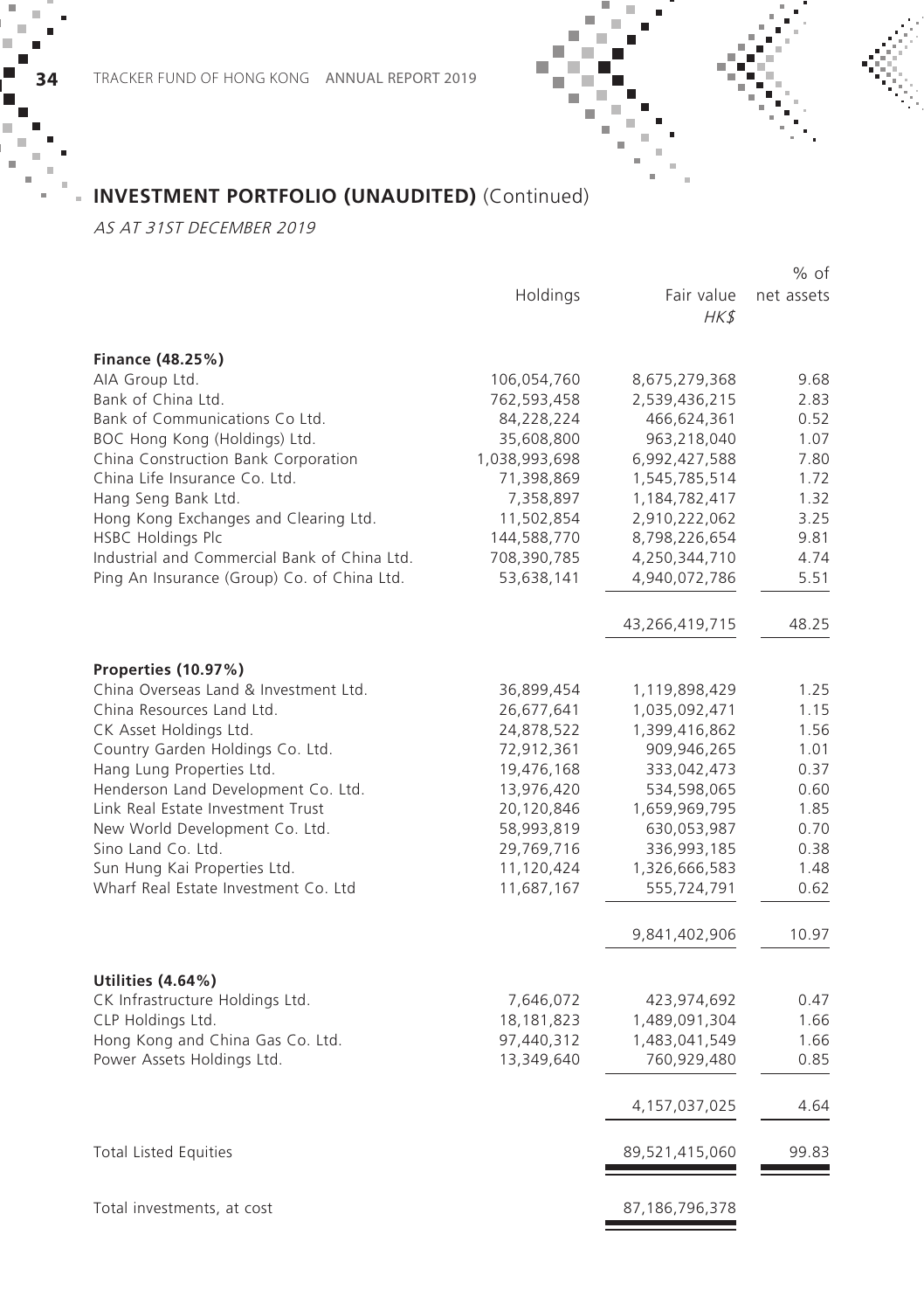## INVESTMENT PORTFOLIO (UNAUDITED) (Continued)

*AS AT 31ST DECEMBER 2019*

| | Holdings | Fair value HK$ | % of net assets |
|---|---|---|---|
| **Finance (48.25%)** | | | |
| AIA Group Ltd. | 106,054,760 | 8,675,279,368 | 9.68 |
| Bank of China Ltd. | 762,593,458 | 2,539,436,215 | 2.83 |
| Bank of Communications Co Ltd. | 84,228,224 | 466,624,361 | 0.52 |
| BOC Hong Kong (Holdings) Ltd. | 35,608,800 | 963,218,040 | 1.07 |
| China Construction Bank Corporation | 1,038,993,698 | 6,992,427,588 | 7.80 |
| China Life Insurance Co. Ltd. | 71,398,869 | 1,545,785,514 | 1.72 |
| Hang Seng Bank Ltd. | 7,358,897 | 1,184,782,417 | 1.32 |
| Hong Kong Exchanges and Clearing Ltd. | 11,502,854 | 2,910,222,062 | 3.25 |
| HSBC Holdings Plc | 144,588,770 | 8,798,226,654 | 9.81 |
| Industrial and Commercial Bank of China Ltd. | 708,390,785 | 4,250,344,710 | 4.74 |
| Ping An Insurance (Group) Co. of China Ltd. | 53,638,141 | 4,940,072,786 | 5.51 |
| | | 43,266,419,715 | 48.25 |
| **Properties (10.97%)** | | | |
| China Overseas Land & Investment Ltd. | 36,899,454 | 1,119,898,429 | 1.25 |
| China Resources Land Ltd. | 26,677,641 | 1,035,092,471 | 1.15 |
| CK Asset Holdings Ltd. | 24,878,522 | 1,399,416,862 | 1.56 |
| Country Garden Holdings Co. Ltd. | 72,912,361 | 909,946,265 | 1.01 |
| Hang Lung Properties Ltd. | 19,476,168 | 333,042,473 | 0.37 |
| Henderson Land Development Co. Ltd. | 13,976,420 | 534,598,065 | 0.60 |
| Link Real Estate Investment Trust | 20,120,846 | 1,659,969,795 | 1.85 |
| New World Development Co. Ltd. | 58,993,819 | 630,053,987 | 0.70 |
| Sino Land Co. Ltd. | 29,769,716 | 336,993,185 | 0.38 |
| Sun Hung Kai Properties Ltd. | 11,120,424 | 1,326,666,583 | 1.48 |
| Wharf Real Estate Investment Co. Ltd | 11,687,167 | 555,724,791 | 0.62 |
| | | 9,841,402,906 | 10.97 |
| **Utilities (4.64%)** | | | |
| CK Infrastructure Holdings Ltd. | 7,646,072 | 423,974,692 | 0.47 |
| CLP Holdings Ltd. | 18,181,823 | 1,489,091,304 | 1.66 |
| Hong Kong and China Gas Co. Ltd. | 97,440,312 | 1,483,041,549 | 1.66 |
| Power Assets Holdings Ltd. | 13,349,640 | 760,929,480 | 0.85 |
| | | 4,157,037,025 | 4.64 |
| Total Listed Equities | | 89,521,415,060 | 99.83 |
| Total investments, at cost | | 87,186,796,378 | |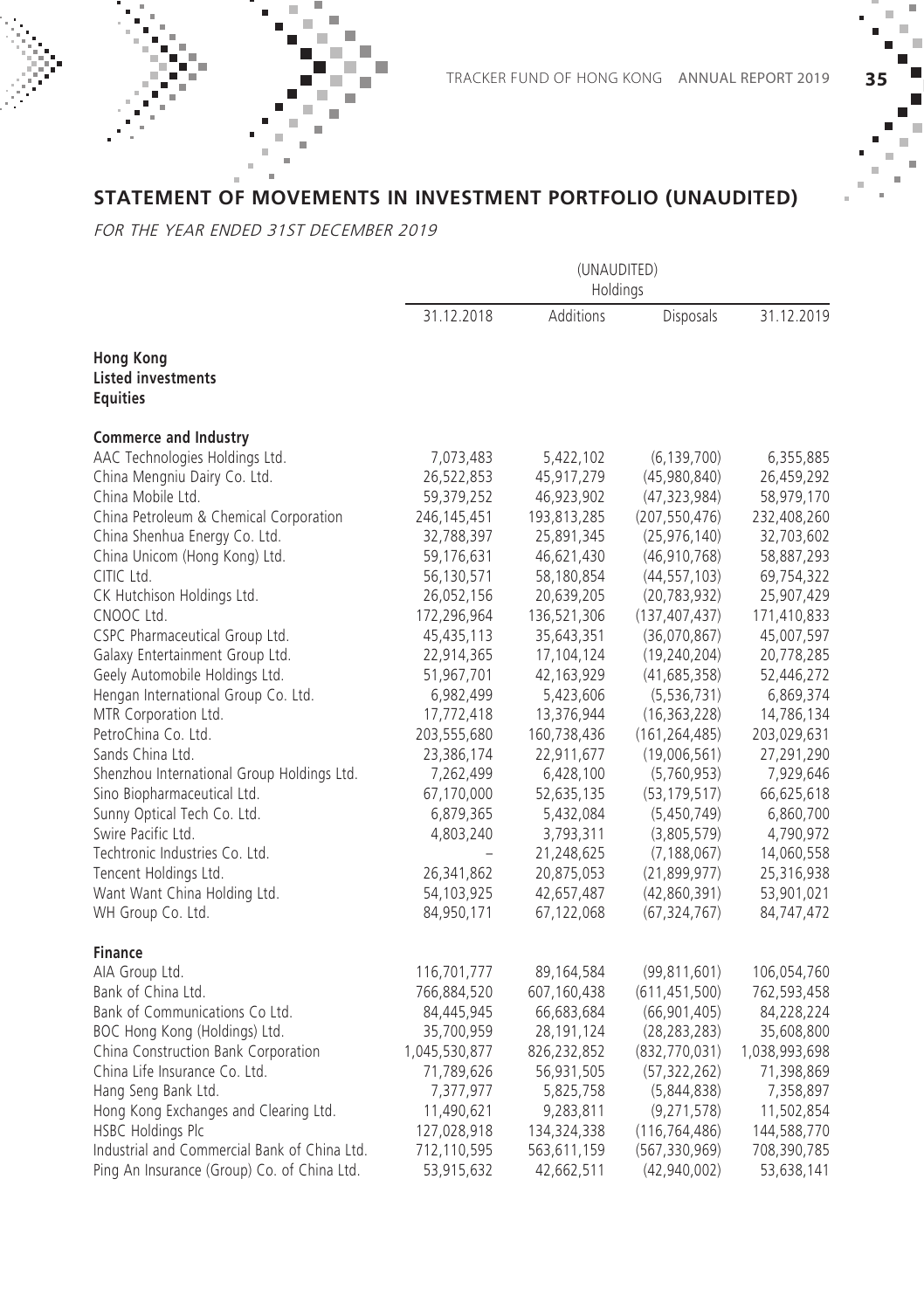## STATEMENT OF MOVEMENTS IN INVESTMENT PORTFOLIO (UNAUDITED)

*FOR THE YEAR ENDED 31ST DECEMBER 2019*

| | (UNAUDITED) Holdings | | | |
|---|---|---|---|---|
| | 31.12.2018 | Additions | Disposals | 31.12.2019 |
| **Hong Kong** | | | | |
| **Listed investments** | | | | |
| **Equities** | | | | |
| **Commerce and Industry** | | | | |
| AAC Technologies Holdings Ltd. | 7,073,483 | 5,422,102 | (6,139,700) | 6,355,885 |
| China Mengniu Dairy Co. Ltd. | 26,522,853 | 45,917,279 | (45,980,840) | 26,459,292 |
| China Mobile Ltd. | 59,379,252 | 46,923,902 | (47,323,984) | 58,979,170 |
| China Petroleum & Chemical Corporation | 246,145,451 | 193,813,285 | (207,550,476) | 232,408,260 |
| China Shenhua Energy Co. Ltd. | 32,788,397 | 25,891,345 | (25,976,140) | 32,703,602 |
| China Unicom (Hong Kong) Ltd. | 59,176,631 | 46,621,430 | (46,910,768) | 58,887,293 |
| CITIC Ltd. | 56,130,571 | 58,180,854 | (44,557,103) | 69,754,322 |
| CK Hutchison Holdings Ltd. | 26,052,156 | 20,639,205 | (20,783,932) | 25,907,429 |
| CNOOC Ltd. | 172,296,964 | 136,521,306 | (137,407,437) | 171,410,833 |
| CSPC Pharmaceutical Group Ltd. | 45,435,113 | 35,643,351 | (36,070,867) | 45,007,597 |
| Galaxy Entertainment Group Ltd. | 22,914,365 | 17,104,124 | (19,240,204) | 20,778,285 |
| Geely Automobile Holdings Ltd. | 51,967,701 | 42,163,929 | (41,685,358) | 52,446,272 |
| Hengan International Group Co. Ltd. | 6,982,499 | 5,423,606 | (5,536,731) | 6,869,374 |
| MTR Corporation Ltd. | 17,772,418 | 13,376,944 | (16,363,228) | 14,786,134 |
| PetroChina Co. Ltd. | 203,555,680 | 160,738,436 | (161,264,485) | 203,029,631 |
| Sands China Ltd. | 23,386,174 | 22,911,677 | (19,006,561) | 27,291,290 |
| Shenzhou International Group Holdings Ltd. | 7,262,499 | 6,428,100 | (5,760,953) | 7,929,646 |
| Sino Biopharmaceutical Ltd. | 67,170,000 | 52,635,135 | (53,179,517) | 66,625,618 |
| Sunny Optical Tech Co. Ltd. | 6,879,365 | 5,432,084 | (5,450,749) | 6,860,700 |
| Swire Pacific Ltd. | 4,803,240 | 3,793,311 | (3,805,579) | 4,790,972 |
| Techtronic Industries Co. Ltd. | – | 21,248,625 | (7,188,067) | 14,060,558 |
| Tencent Holdings Ltd. | 26,341,862 | 20,875,053 | (21,899,977) | 25,316,938 |
| Want Want China Holding Ltd. | 54,103,925 | 42,657,487 | (42,860,391) | 53,901,021 |
| WH Group Co. Ltd. | 84,950,171 | 67,122,068 | (67,324,767) | 84,747,472 |
| **Finance** | | | | |
| AIA Group Ltd. | 116,701,777 | 89,164,584 | (99,811,601) | 106,054,760 |
| Bank of China Ltd. | 766,884,520 | 607,160,438 | (611,451,500) | 762,593,458 |
| Bank of Communications Co Ltd. | 84,445,945 | 66,683,684 | (66,901,405) | 84,228,224 |
| BOC Hong Kong (Holdings) Ltd. | 35,700,959 | 28,191,124 | (28,283,283) | 35,608,800 |
| China Construction Bank Corporation | 1,045,530,877 | 826,232,852 | (832,770,031) | 1,038,993,698 |
| China Life Insurance Co. Ltd. | 71,789,626 | 56,931,505 | (57,322,262) | 71,398,869 |
| Hang Seng Bank Ltd. | 7,377,977 | 5,825,758 | (5,844,838) | 7,358,897 |
| Hong Kong Exchanges and Clearing Ltd. | 11,490,621 | 9,283,811 | (9,271,578) | 11,502,854 |
| HSBC Holdings Plc | 127,028,918 | 134,324,338 | (116,764,486) | 144,588,770 |
| Industrial and Commercial Bank of China Ltd. | 712,110,595 | 563,611,159 | (567,330,969) | 708,390,785 |
| Ping An Insurance (Group) Co. of China Ltd. | 53,915,632 | 42,662,511 | (42,940,002) | 53,638,141 |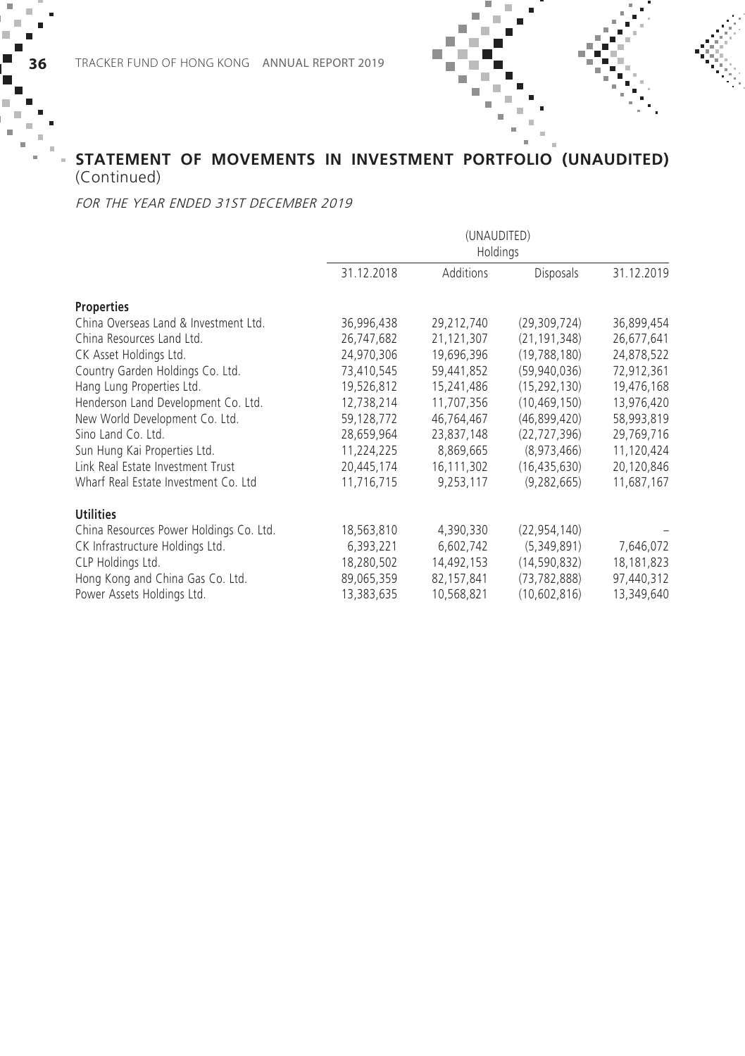## STATEMENT OF MOVEMENTS IN INVESTMENT PORTFOLIO (UNAUDITED) (Continued)

*FOR THE YEAR ENDED 31ST DECEMBER 2019*

| | (UNAUDITED) Holdings | | | |
|---|---|---|---|---|
| | 31.12.2018 | Additions | Disposals | 31.12.2019 |
| **Properties** | | | | |
| China Overseas Land & Investment Ltd. | 36,996,438 | 29,212,740 | (29,309,724) | 36,899,454 |
| China Resources Land Ltd. | 26,747,682 | 21,121,307 | (21,191,348) | 26,677,641 |
| CK Asset Holdings Ltd. | 24,970,306 | 19,696,396 | (19,788,180) | 24,878,522 |
| Country Garden Holdings Co. Ltd. | 73,410,545 | 59,441,852 | (59,940,036) | 72,912,361 |
| Hang Lung Properties Ltd. | 19,526,812 | 15,241,486 | (15,292,130) | 19,476,168 |
| Henderson Land Development Co. Ltd. | 12,738,214 | 11,707,356 | (10,469,150) | 13,976,420 |
| New World Development Co. Ltd. | 59,128,772 | 46,764,467 | (46,899,420) | 58,993,819 |
| Sino Land Co. Ltd. | 28,659,964 | 23,837,148 | (22,727,396) | 29,769,716 |
| Sun Hung Kai Properties Ltd. | 11,224,225 | 8,869,665 | (8,973,466) | 11,120,424 |
| Link Real Estate Investment Trust | 20,445,174 | 16,111,302 | (16,435,630) | 20,120,846 |
| Wharf Real Estate Investment Co. Ltd | 11,716,715 | 9,253,117 | (9,282,665) | 11,687,167 |
| **Utilities** | | | | |
| China Resources Power Holdings Co. Ltd. | 18,563,810 | 4,390,330 | (22,954,140) | – |
| CK Infrastructure Holdings Ltd. | 6,393,221 | 6,602,742 | (5,349,891) | 7,646,072 |
| CLP Holdings Ltd. | 18,280,502 | 14,492,153 | (14,590,832) | 18,181,823 |
| Hong Kong and China Gas Co. Ltd. | 89,065,359 | 82,157,841 | (73,782,888) | 97,440,312 |
| Power Assets Holdings Ltd. | 13,383,635 | 10,568,821 | (10,602,816) | 13,349,640 |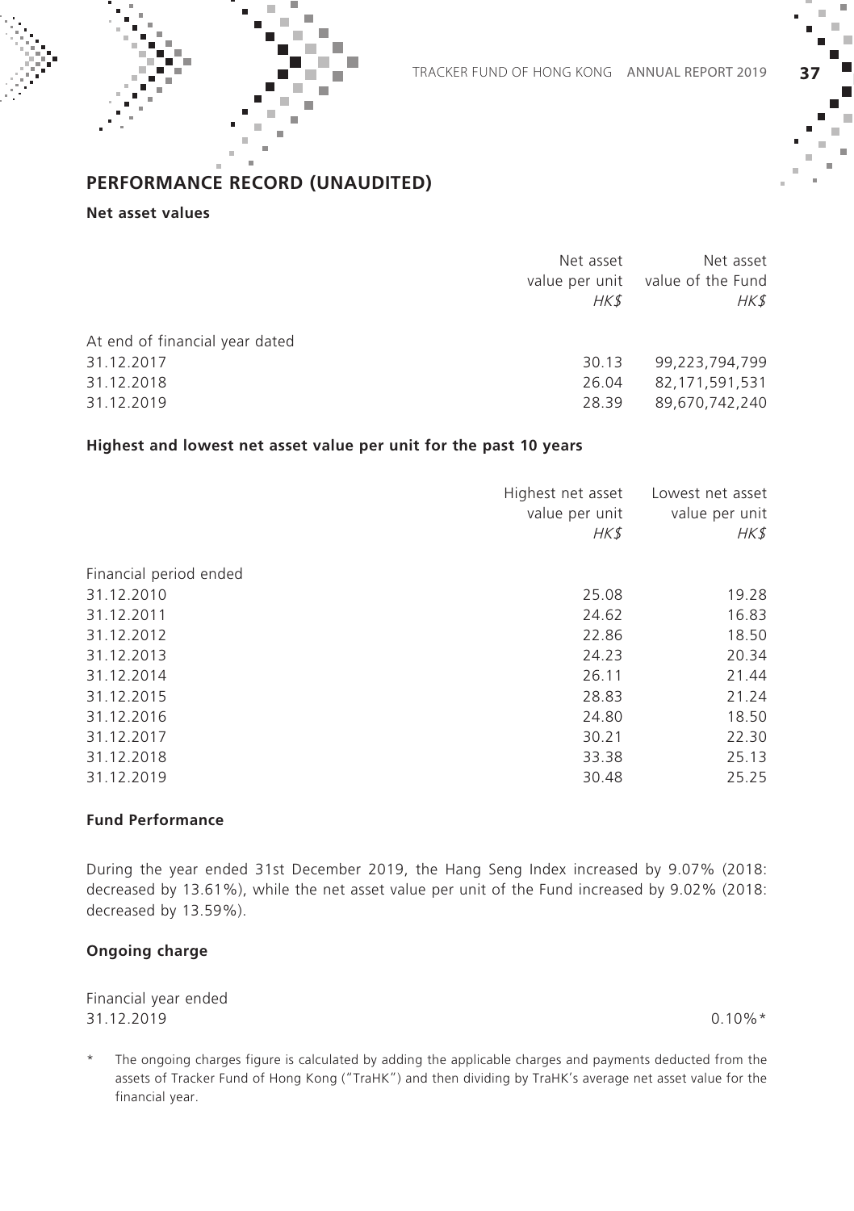## PERFORMANCE RECORD (UNAUDITED)

### Net asset values

| | Net asset value per unit *HK$* | Net asset value of the Fund *HK$* |
|---|---|---|
| At end of financial year dated | | |
| 31.12.2017 | 30.13 | 99,223,794,799 |
| 31.12.2018 | 26.04 | 82,171,591,531 |
| 31.12.2019 | 28.39 | 89,670,742,240 |

### Highest and lowest net asset value per unit for the past 10 years

| | Highest net asset value per unit *HK$* | Lowest net asset value per unit *HK$* |
|---|---|---|
| Financial period ended | | |
| 31.12.2010 | 25.08 | 19.28 |
| 31.12.2011 | 24.62 | 16.83 |
| 31.12.2012 | 22.86 | 18.50 |
| 31.12.2013 | 24.23 | 20.34 |
| 31.12.2014 | 26.11 | 21.44 |
| 31.12.2015 | 28.83 | 21.24 |
| 31.12.2016 | 24.80 | 18.50 |
| 31.12.2017 | 30.21 | 22.30 |
| 31.12.2018 | 33.38 | 25.13 |
| 31.12.2019 | 30.48 | 25.25 |

### Fund Performance

During the year ended 31st December 2019, the Hang Seng Index increased by 9.07% (2018: decreased by 13.61%), while the net asset value per unit of the Fund increased by 9.02% (2018: decreased by 13.59%).

### Ongoing charge

| Financial year ended | |
|---|---|
| 31.12.2019 | 0.10%* |

\* The ongoing charges figure is calculated by adding the applicable charges and payments deducted from the assets of Tracker Fund of Hong Kong ("TraHK") and then dividing by TraHK's average net asset value for the financial year.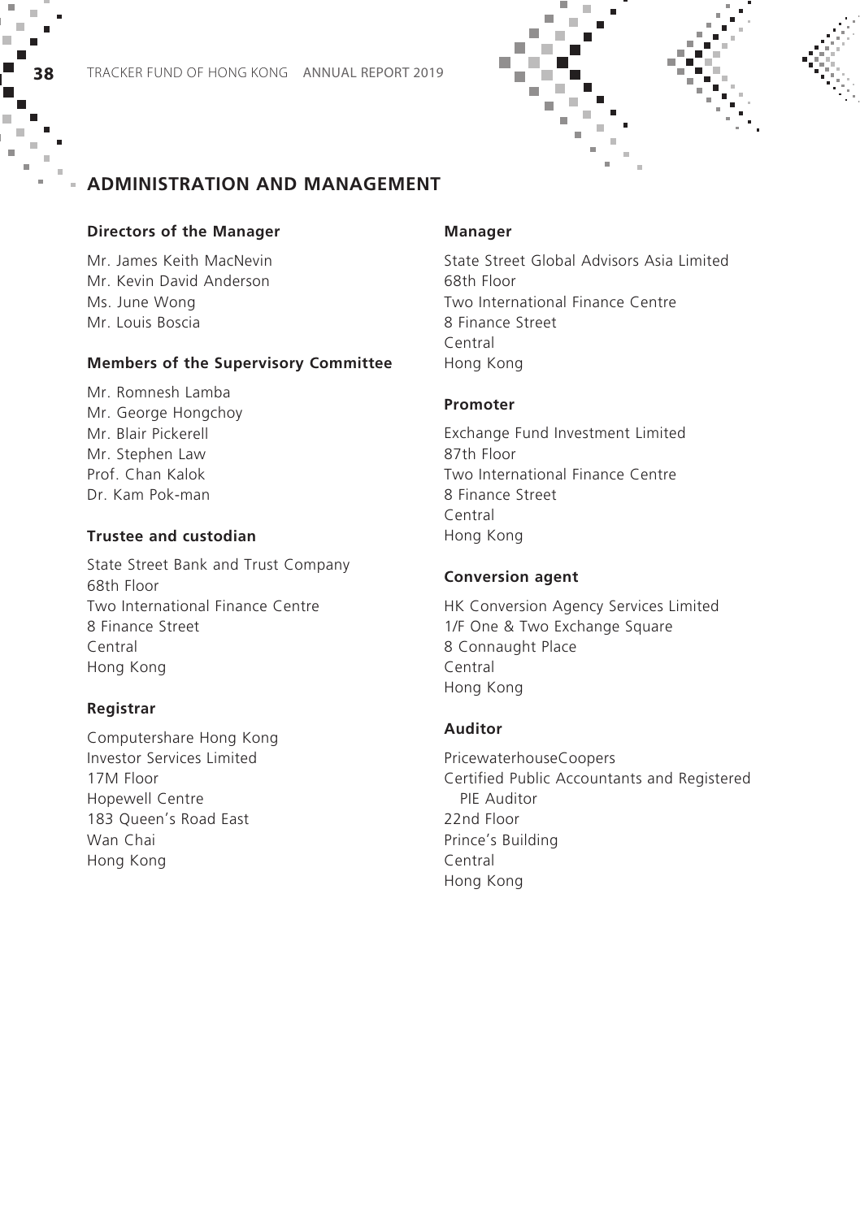## ADMINISTRATION AND MANAGEMENT

### Directors of the Manager

Mr. James Keith MacNevin
Mr. Kevin David Anderson
Ms. June Wong
Mr. Louis Boscia

### Members of the Supervisory Committee

Mr. Romnesh Lamba
Mr. George Hongchoy
Mr. Blair Pickerell
Mr. Stephen Law
Prof. Chan Kalok
Dr. Kam Pok-man

### Trustee and custodian

State Street Bank and Trust Company
68th Floor
Two International Finance Centre
8 Finance Street
Central
Hong Kong

### Registrar

Computershare Hong Kong
Investor Services Limited
17M Floor
Hopewell Centre
183 Queen's Road East
Wan Chai
Hong Kong

### Manager

State Street Global Advisors Asia Limited
68th Floor
Two International Finance Centre
8 Finance Street
Central
Hong Kong

### Promoter

Exchange Fund Investment Limited
87th Floor
Two International Finance Centre
8 Finance Street
Central
Hong Kong

### Conversion agent

HK Conversion Agency Services Limited
1/F One & Two Exchange Square
8 Connaught Place
Central
Hong Kong

### Auditor

PricewaterhouseCoopers
Certified Public Accountants and Registered PIE Auditor
22nd Floor
Prince's Building
Central
Hong Kong